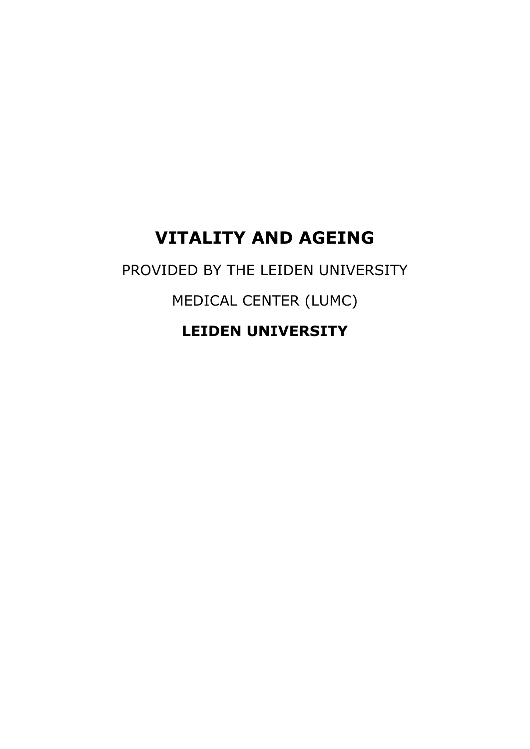# VITALITY AND AGEING

PROVIDED BY THE LEIDEN UNIVERSITY

MEDICAL CENTER (LUMC)

**LEIDEN UNIVERSITY**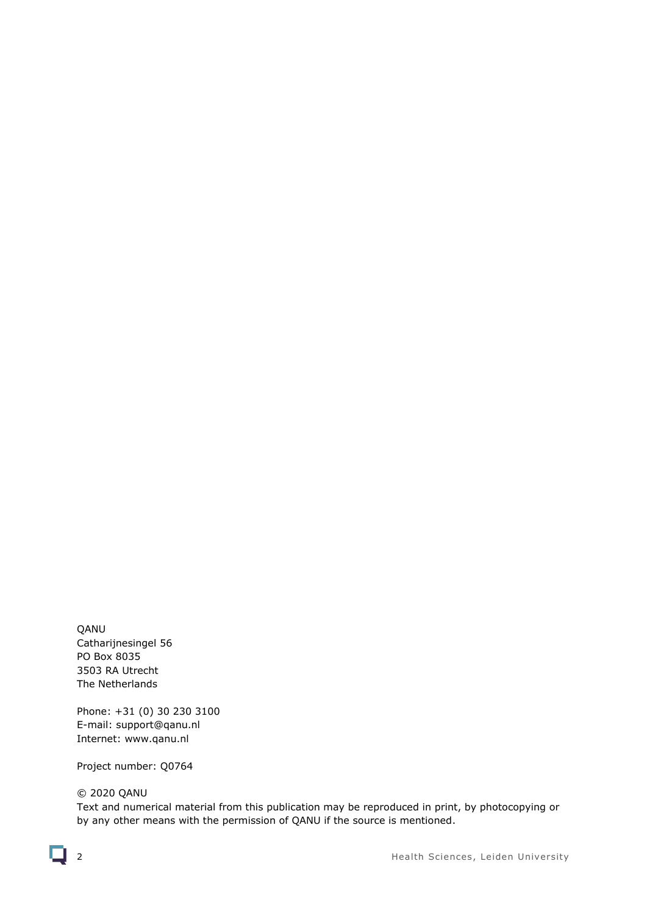QANU
Catharijnesingel 56
PO Box 8035
3503 RA Utrecht
The Netherlands

Phone: +31 (0) 30 230 3100
E-mail: support@qanu.nl
Internet: www.qanu.nl

Project number: Q0764

© 2020 QANU
Text and numerical material from this publication may be reproduced in print, by photocopying or by any other means with the permission of QANU if the source is mentioned.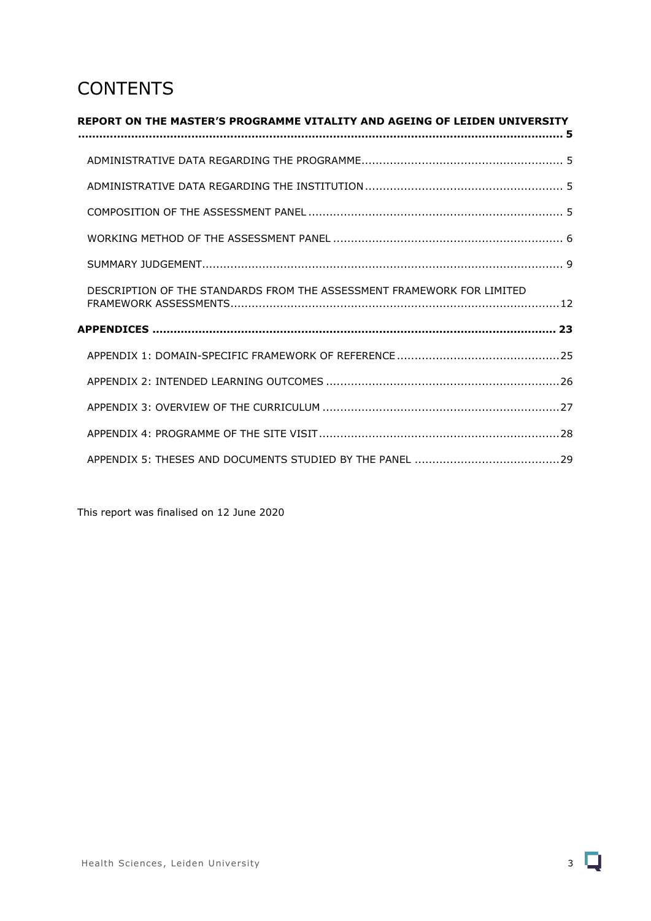# CONTENTS

**REPORT ON THE MASTER'S PROGRAMME VITALITY AND AGEING OF LEIDEN UNIVERSITY ........................................................................................................................ 5**

ADMINISTRATIVE DATA REGARDING THE PROGRAMME......................................................... 5

ADMINISTRATIVE DATA REGARDING THE INSTITUTION ....................................................... 5

COMPOSITION OF THE ASSESSMENT PANEL ........................................................................ 5

WORKING METHOD OF THE ASSESSMENT PANEL ................................................................. 6

SUMMARY JUDGEMENT...................................................................................................... 9

DESCRIPTION OF THE STANDARDS FROM THE ASSESSMENT FRAMEWORK FOR LIMITED FRAMEWORK ASSESSMENTS..............................................................................................12

**APPENDICES .................................................................................................................. 23**

APPENDIX 1: DOMAIN-SPECIFIC FRAMEWORK OF REFERENCE ..............................................25

APPENDIX 2: INTENDED LEARNING OUTCOMES ..................................................................26

APPENDIX 3: OVERVIEW OF THE CURRICULUM ...................................................................27

APPENDIX 4: PROGRAMME OF THE SITE VISIT.....................................................................28

APPENDIX 5: THESES AND DOCUMENTS STUDIED BY THE PANEL .........................................29

This report was finalised on 12 June 2020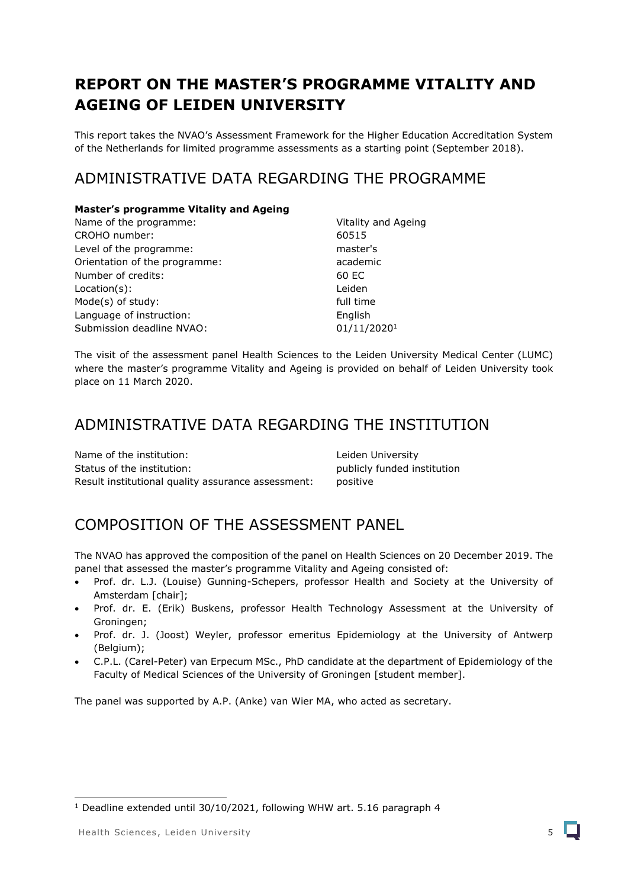# REPORT ON THE MASTER'S PROGRAMME VITALITY AND AGEING OF LEIDEN UNIVERSITY

This report takes the NVAO's Assessment Framework for the Higher Education Accreditation System of the Netherlands for limited programme assessments as a starting point (September 2018).

## ADMINISTRATIVE DATA REGARDING THE PROGRAMME

**Master's programme Vitality and Ageing**

| | |
|---|---|
| Name of the programme: | Vitality and Ageing |
| CROHO number: | 60515 |
| Level of the programme: | master's |
| Orientation of the programme: | academic |
| Number of credits: | 60 EC |
| Location(s): | Leiden |
| Mode(s) of study: | full time |
| Language of instruction: | English |
| Submission deadline NVAO: | 01/11/2020[1] |

The visit of the assessment panel Health Sciences to the Leiden University Medical Center (LUMC) where the master's programme Vitality and Ageing is provided on behalf of Leiden University took place on 11 March 2020.

## ADMINISTRATIVE DATA REGARDING THE INSTITUTION

| | |
|---|---|
| Name of the institution: | Leiden University |
| Status of the institution: | publicly funded institution |
| Result institutional quality assurance assessment: | positive |

## COMPOSITION OF THE ASSESSMENT PANEL

The NVAO has approved the composition of the panel on Health Sciences on 20 December 2019. The panel that assessed the master's programme Vitality and Ageing consisted of:

- Prof. dr. L.J. (Louise) Gunning-Schepers, professor Health and Society at the University of Amsterdam [chair];
- Prof. dr. E. (Erik) Buskens, professor Health Technology Assessment at the University of Groningen;
- Prof. dr. J. (Joost) Weyler, professor emeritus Epidemiology at the University of Antwerp (Belgium);
- C.P.L. (Carel-Peter) van Erpecum MSc., PhD candidate at the department of Epidemiology of the Faculty of Medical Sciences of the University of Groningen [student member].

The panel was supported by A.P. (Anke) van Wier MA, who acted as secretary.

[1] Deadline extended until 30/10/2021, following WHW art. 5.16 paragraph 4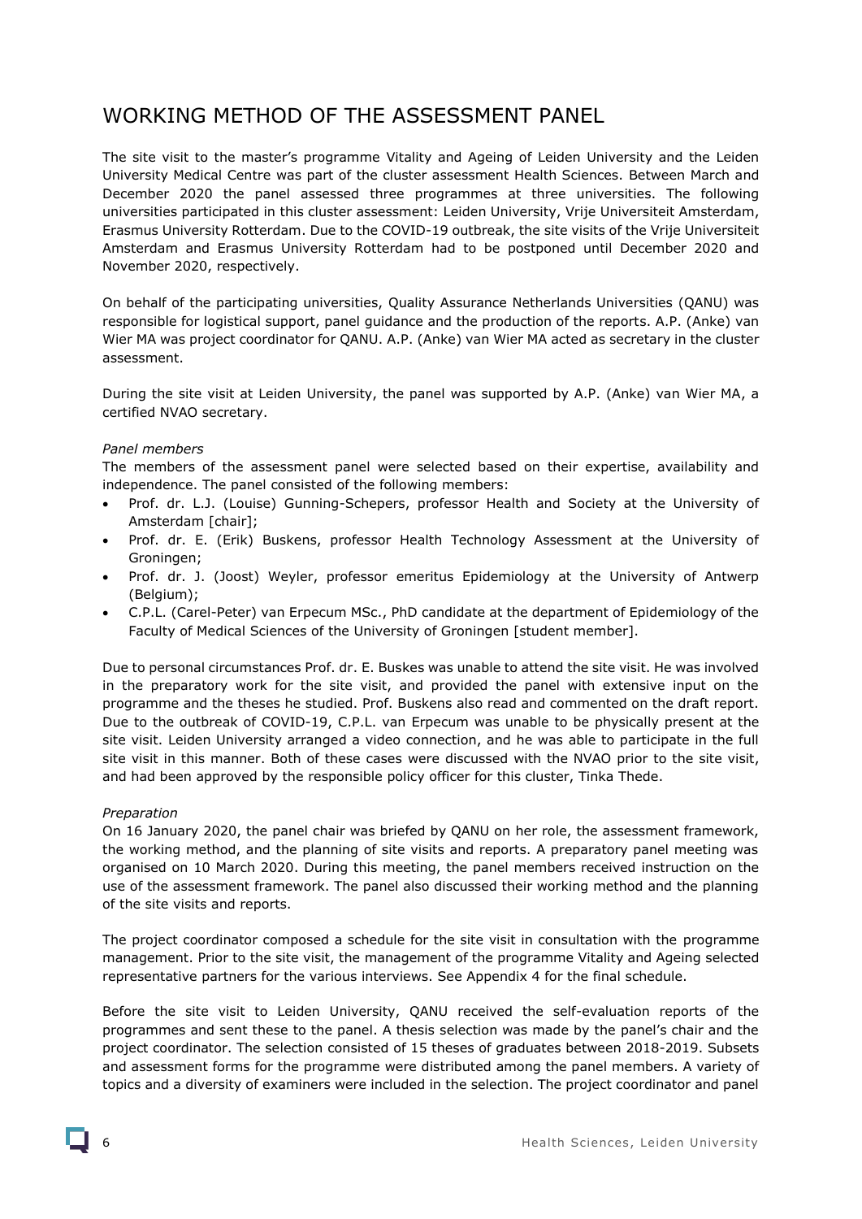# WORKING METHOD OF THE ASSESSMENT PANEL

The site visit to the master's programme Vitality and Ageing of Leiden University and the Leiden University Medical Centre was part of the cluster assessment Health Sciences. Between March and December 2020 the panel assessed three programmes at three universities. The following universities participated in this cluster assessment: Leiden University, Vrije Universiteit Amsterdam, Erasmus University Rotterdam. Due to the COVID-19 outbreak, the site visits of the Vrije Universiteit Amsterdam and Erasmus University Rotterdam had to be postponed until December 2020 and November 2020, respectively.

On behalf of the participating universities, Quality Assurance Netherlands Universities (QANU) was responsible for logistical support, panel guidance and the production of the reports. A.P. (Anke) van Wier MA was project coordinator for QANU. A.P. (Anke) van Wier MA acted as secretary in the cluster assessment.

During the site visit at Leiden University, the panel was supported by A.P. (Anke) van Wier MA, a certified NVAO secretary.

*Panel members*

The members of the assessment panel were selected based on their expertise, availability and independence. The panel consisted of the following members:

- Prof. dr. L.J. (Louise) Gunning-Schepers, professor Health and Society at the University of Amsterdam [chair];
- Prof. dr. E. (Erik) Buskens, professor Health Technology Assessment at the University of Groningen;
- Prof. dr. J. (Joost) Weyler, professor emeritus Epidemiology at the University of Antwerp (Belgium);
- C.P.L. (Carel-Peter) van Erpecum MSc., PhD candidate at the department of Epidemiology of the Faculty of Medical Sciences of the University of Groningen [student member].

Due to personal circumstances Prof. dr. E. Buskes was unable to attend the site visit. He was involved in the preparatory work for the site visit, and provided the panel with extensive input on the programme and the theses he studied. Prof. Buskens also read and commented on the draft report. Due to the outbreak of COVID-19, C.P.L. van Erpecum was unable to be physically present at the site visit. Leiden University arranged a video connection, and he was able to participate in the full site visit in this manner. Both of these cases were discussed with the NVAO prior to the site visit, and had been approved by the responsible policy officer for this cluster, Tinka Thede.

*Preparation*

On 16 January 2020, the panel chair was briefed by QANU on her role, the assessment framework, the working method, and the planning of site visits and reports. A preparatory panel meeting was organised on 10 March 2020. During this meeting, the panel members received instruction on the use of the assessment framework. The panel also discussed their working method and the planning of the site visits and reports.

The project coordinator composed a schedule for the site visit in consultation with the programme management. Prior to the site visit, the management of the programme Vitality and Ageing selected representative partners for the various interviews. See Appendix 4 for the final schedule.

Before the site visit to Leiden University, QANU received the self-evaluation reports of the programmes and sent these to the panel. A thesis selection was made by the panel's chair and the project coordinator. The selection consisted of 15 theses of graduates between 2018-2019. Subsets and assessment forms for the programme were distributed among the panel members. A variety of topics and a diversity of examiners were included in the selection. The project coordinator and panel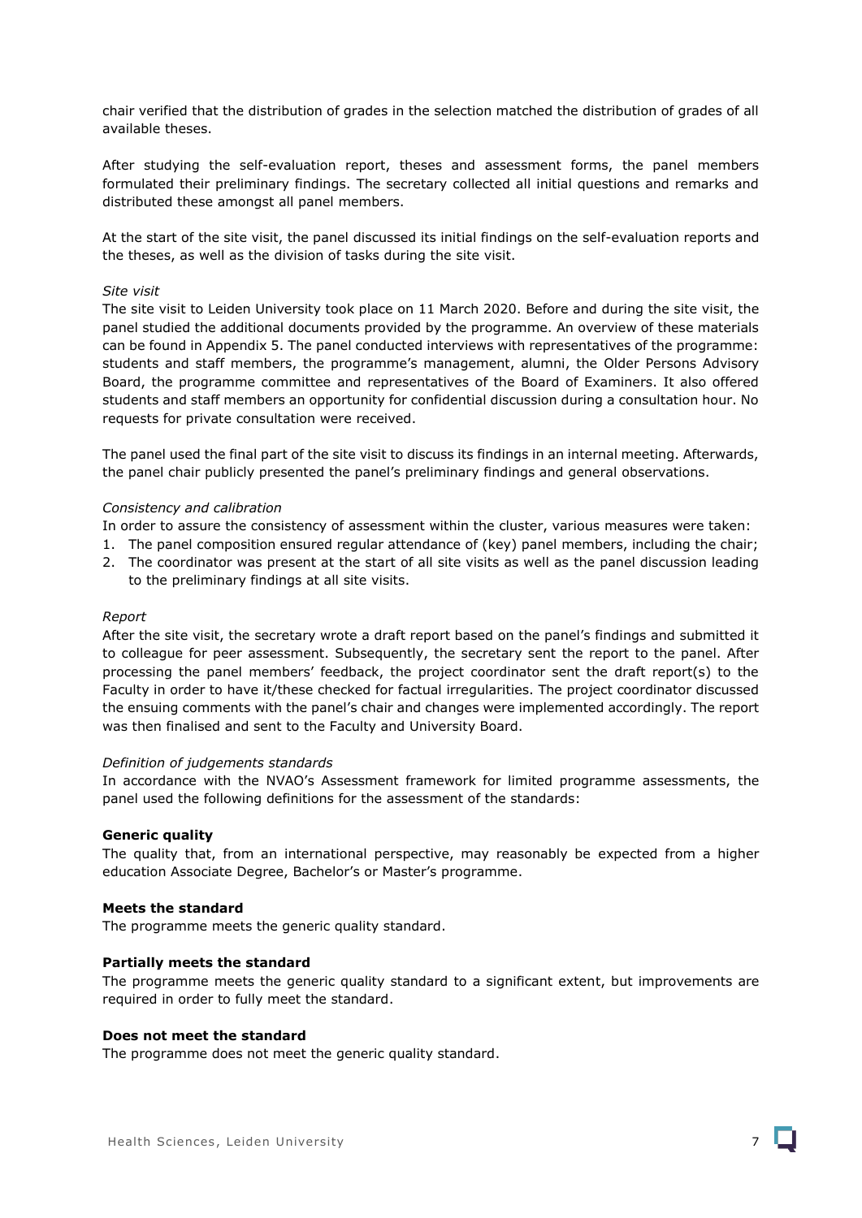chair verified that the distribution of grades in the selection matched the distribution of grades of all available theses.

After studying the self-evaluation report, theses and assessment forms, the panel members formulated their preliminary findings. The secretary collected all initial questions and remarks and distributed these amongst all panel members.

At the start of the site visit, the panel discussed its initial findings on the self-evaluation reports and the theses, as well as the division of tasks during the site visit.

*Site visit*

The site visit to Leiden University took place on 11 March 2020. Before and during the site visit, the panel studied the additional documents provided by the programme. An overview of these materials can be found in Appendix 5. The panel conducted interviews with representatives of the programme: students and staff members, the programme's management, alumni, the Older Persons Advisory Board, the programme committee and representatives of the Board of Examiners. It also offered students and staff members an opportunity for confidential discussion during a consultation hour. No requests for private consultation were received.

The panel used the final part of the site visit to discuss its findings in an internal meeting. Afterwards, the panel chair publicly presented the panel's preliminary findings and general observations.

*Consistency and calibration*

In order to assure the consistency of assessment within the cluster, various measures were taken:

1. The panel composition ensured regular attendance of (key) panel members, including the chair;
2. The coordinator was present at the start of all site visits as well as the panel discussion leading to the preliminary findings at all site visits.

*Report*

After the site visit, the secretary wrote a draft report based on the panel's findings and submitted it to colleague for peer assessment. Subsequently, the secretary sent the report to the panel. After processing the panel members' feedback, the project coordinator sent the draft report(s) to the Faculty in order to have it/these checked for factual irregularities. The project coordinator discussed the ensuing comments with the panel's chair and changes were implemented accordingly. The report was then finalised and sent to the Faculty and University Board.

*Definition of judgements standards*

In accordance with the NVAO's Assessment framework for limited programme assessments, the panel used the following definitions for the assessment of the standards:

**Generic quality**

The quality that, from an international perspective, may reasonably be expected from a higher education Associate Degree, Bachelor's or Master's programme.

**Meets the standard**

The programme meets the generic quality standard.

**Partially meets the standard**

The programme meets the generic quality standard to a significant extent, but improvements are required in order to fully meet the standard.

**Does not meet the standard**

The programme does not meet the generic quality standard.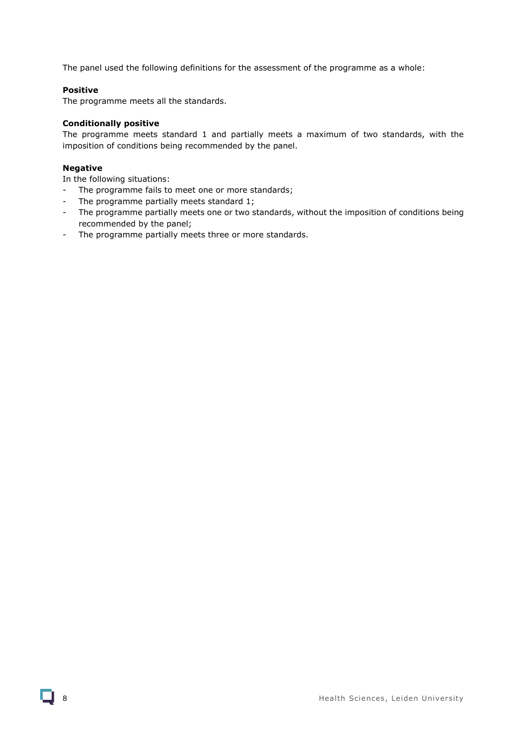The panel used the following definitions for the assessment of the programme as a whole:

**Positive**
The programme meets all the standards.

**Conditionally positive**
The programme meets standard 1 and partially meets a maximum of two standards, with the imposition of conditions being recommended by the panel.

**Negative**
In the following situations:

- The programme fails to meet one or more standards;
- The programme partially meets standard 1;
- The programme partially meets one or two standards, without the imposition of conditions being recommended by the panel;
- The programme partially meets three or more standards.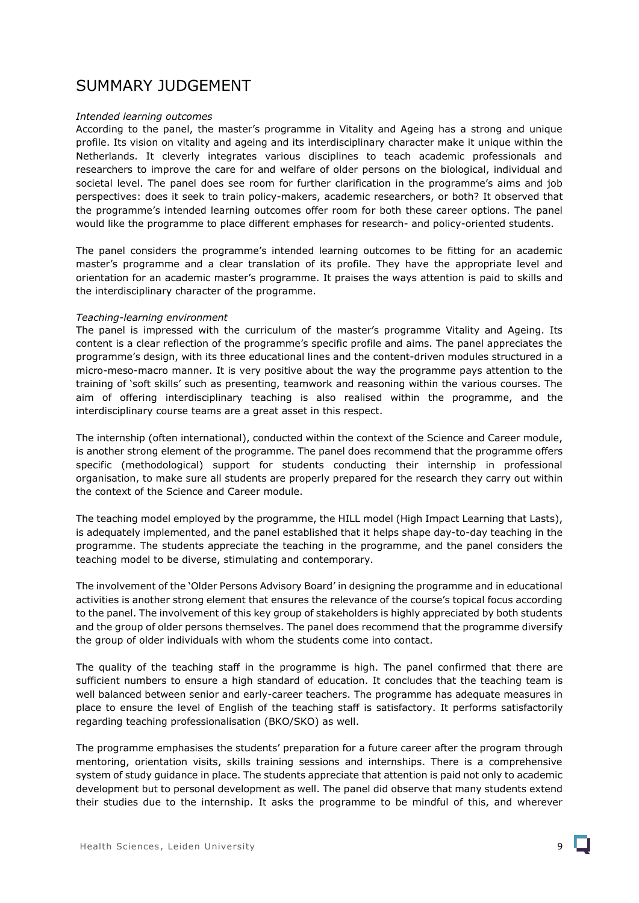# SUMMARY JUDGEMENT

*Intended learning outcomes*

According to the panel, the master's programme in Vitality and Ageing has a strong and unique profile. Its vision on vitality and ageing and its interdisciplinary character make it unique within the Netherlands. It cleverly integrates various disciplines to teach academic professionals and researchers to improve the care for and welfare of older persons on the biological, individual and societal level. The panel does see room for further clarification in the programme's aims and job perspectives: does it seek to train policy-makers, academic researchers, or both? It observed that the programme's intended learning outcomes offer room for both these career options. The panel would like the programme to place different emphases for research- and policy-oriented students.

The panel considers the programme's intended learning outcomes to be fitting for an academic master's programme and a clear translation of its profile. They have the appropriate level and orientation for an academic master's programme. It praises the ways attention is paid to skills and the interdisciplinary character of the programme.

*Teaching-learning environment*

The panel is impressed with the curriculum of the master's programme Vitality and Ageing. Its content is a clear reflection of the programme's specific profile and aims. The panel appreciates the programme's design, with its three educational lines and the content-driven modules structured in a micro-meso-macro manner. It is very positive about the way the programme pays attention to the training of 'soft skills' such as presenting, teamwork and reasoning within the various courses. The aim of offering interdisciplinary teaching is also realised within the programme, and the interdisciplinary course teams are a great asset in this respect.

The internship (often international), conducted within the context of the Science and Career module, is another strong element of the programme. The panel does recommend that the programme offers specific (methodological) support for students conducting their internship in professional organisation, to make sure all students are properly prepared for the research they carry out within the context of the Science and Career module.

The teaching model employed by the programme, the HILL model (High Impact Learning that Lasts), is adequately implemented, and the panel established that it helps shape day-to-day teaching in the programme. The students appreciate the teaching in the programme, and the panel considers the teaching model to be diverse, stimulating and contemporary.

The involvement of the 'Older Persons Advisory Board' in designing the programme and in educational activities is another strong element that ensures the relevance of the course's topical focus according to the panel. The involvement of this key group of stakeholders is highly appreciated by both students and the group of older persons themselves. The panel does recommend that the programme diversify the group of older individuals with whom the students come into contact.

The quality of the teaching staff in the programme is high. The panel confirmed that there are sufficient numbers to ensure a high standard of education. It concludes that the teaching team is well balanced between senior and early-career teachers. The programme has adequate measures in place to ensure the level of English of the teaching staff is satisfactory. It performs satisfactorily regarding teaching professionalisation (BKO/SKO) as well.

The programme emphasises the students' preparation for a future career after the program through mentoring, orientation visits, skills training sessions and internships. There is a comprehensive system of study guidance in place. The students appreciate that attention is paid not only to academic development but to personal development as well. The panel did observe that many students extend their studies due to the internship. It asks the programme to be mindful of this, and wherever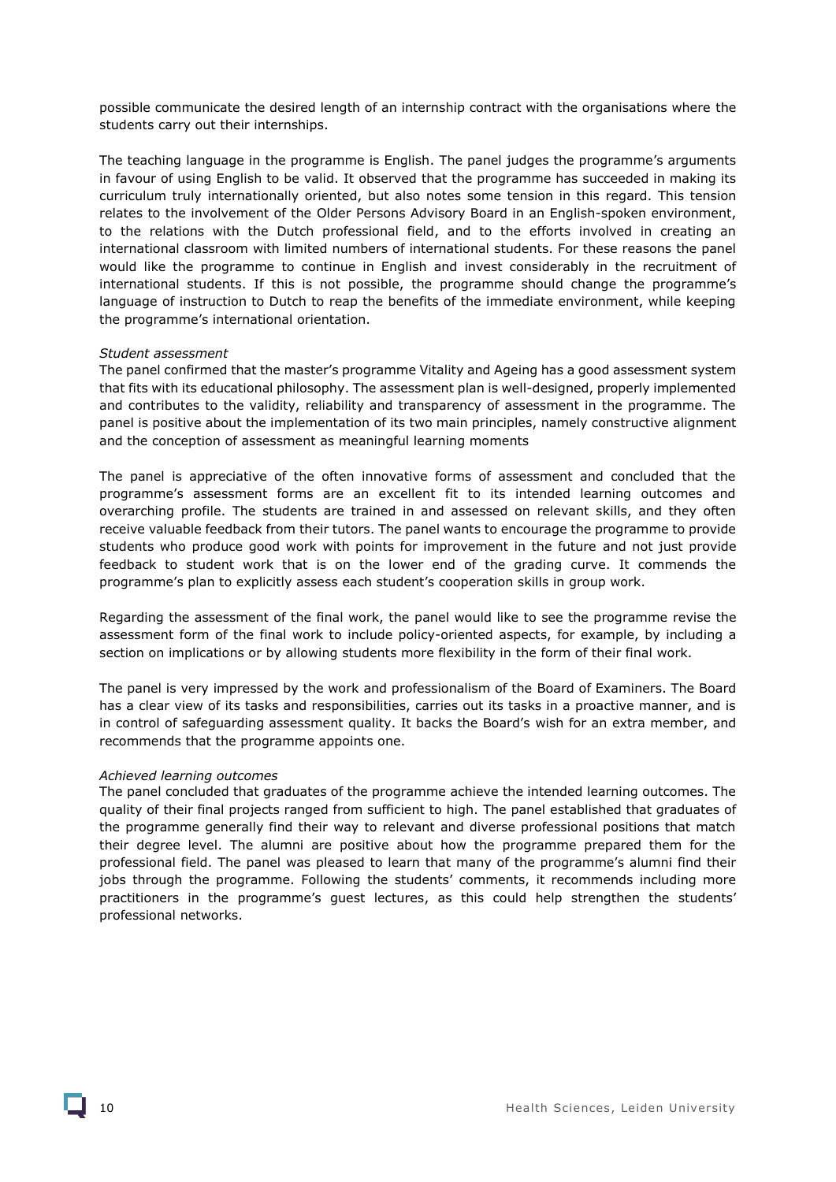possible communicate the desired length of an internship contract with the organisations where the students carry out their internships.

The teaching language in the programme is English. The panel judges the programme's arguments in favour of using English to be valid. It observed that the programme has succeeded in making its curriculum truly internationally oriented, but also notes some tension in this regard. This tension relates to the involvement of the Older Persons Advisory Board in an English-spoken environment, to the relations with the Dutch professional field, and to the efforts involved in creating an international classroom with limited numbers of international students. For these reasons the panel would like the programme to continue in English and invest considerably in the recruitment of international students. If this is not possible, the programme should change the programme's language of instruction to Dutch to reap the benefits of the immediate environment, while keeping the programme's international orientation.

*Student assessment*

The panel confirmed that the master's programme Vitality and Ageing has a good assessment system that fits with its educational philosophy. The assessment plan is well-designed, properly implemented and contributes to the validity, reliability and transparency of assessment in the programme. The panel is positive about the implementation of its two main principles, namely constructive alignment and the conception of assessment as meaningful learning moments

The panel is appreciative of the often innovative forms of assessment and concluded that the programme's assessment forms are an excellent fit to its intended learning outcomes and overarching profile. The students are trained in and assessed on relevant skills, and they often receive valuable feedback from their tutors. The panel wants to encourage the programme to provide students who produce good work with points for improvement in the future and not just provide feedback to student work that is on the lower end of the grading curve. It commends the programme's plan to explicitly assess each student's cooperation skills in group work.

Regarding the assessment of the final work, the panel would like to see the programme revise the assessment form of the final work to include policy-oriented aspects, for example, by including a section on implications or by allowing students more flexibility in the form of their final work.

The panel is very impressed by the work and professionalism of the Board of Examiners. The Board has a clear view of its tasks and responsibilities, carries out its tasks in a proactive manner, and is in control of safeguarding assessment quality. It backs the Board's wish for an extra member, and recommends that the programme appoints one.

*Achieved learning outcomes*

The panel concluded that graduates of the programme achieve the intended learning outcomes. The quality of their final projects ranged from sufficient to high. The panel established that graduates of the programme generally find their way to relevant and diverse professional positions that match their degree level. The alumni are positive about how the programme prepared them for the professional field. The panel was pleased to learn that many of the programme's alumni find their jobs through the programme. Following the students' comments, it recommends including more practitioners in the programme's guest lectures, as this could help strengthen the students' professional networks.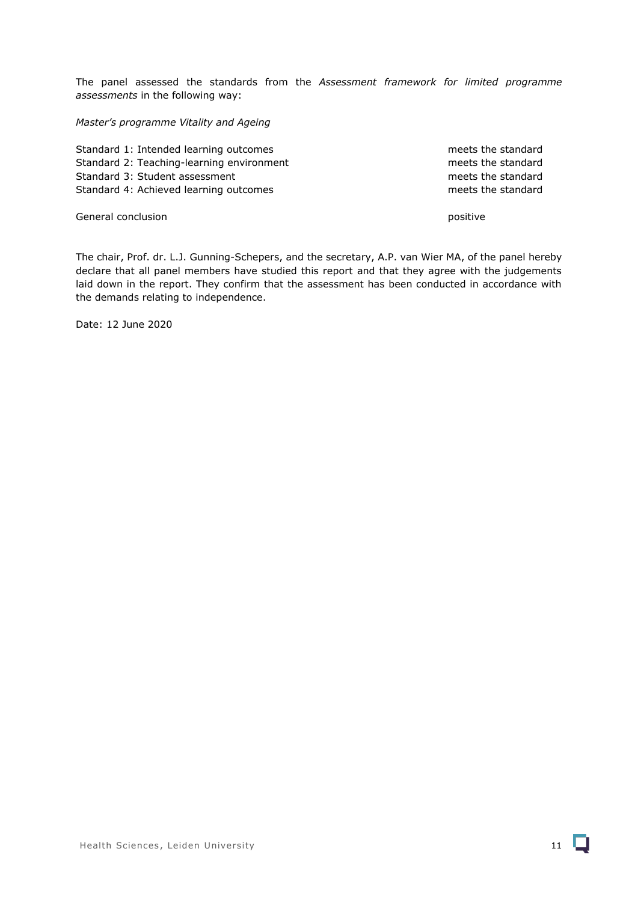The panel assessed the standards from the *Assessment framework for limited programme assessments* in the following way:

*Master's programme Vitality and Ageing*

| | |
|---|---|
| Standard 1: Intended learning outcomes | meets the standard |
| Standard 2: Teaching-learning environment | meets the standard |
| Standard 3: Student assessment | meets the standard |
| Standard 4: Achieved learning outcomes | meets the standard |
| | |
| General conclusion | positive |

The chair, Prof. dr. L.J. Gunning-Schepers, and the secretary, A.P. van Wier MA, of the panel hereby declare that all panel members have studied this report and that they agree with the judgements laid down in the report. They confirm that the assessment has been conducted in accordance with the demands relating to independence.

Date: 12 June 2020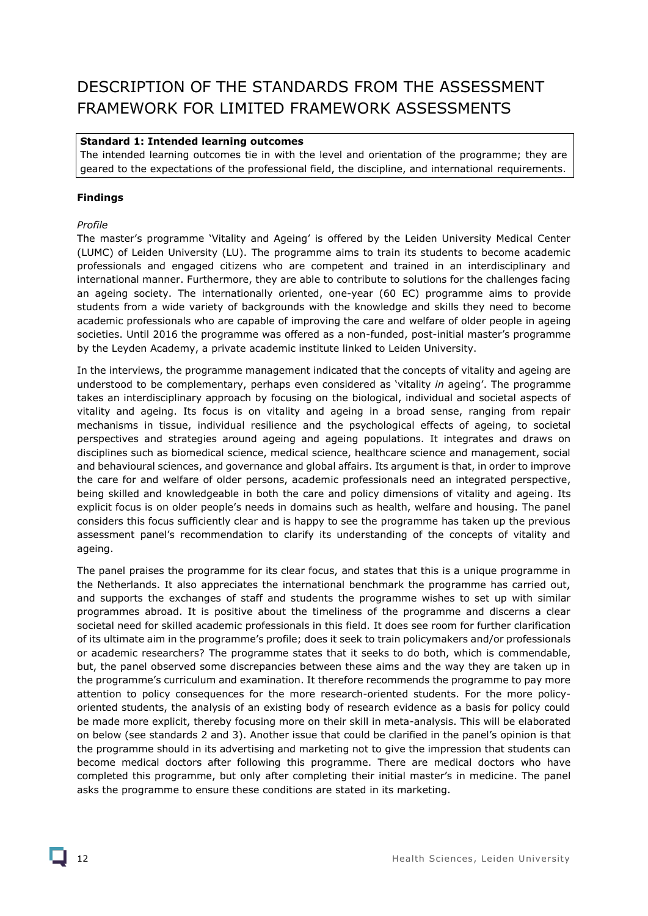# DESCRIPTION OF THE STANDARDS FROM THE ASSESSMENT FRAMEWORK FOR LIMITED FRAMEWORK ASSESSMENTS

**Standard 1: Intended learning outcomes**
The intended learning outcomes tie in with the level and orientation of the programme; they are geared to the expectations of the professional field, the discipline, and international requirements.

**Findings**

*Profile*
The master's programme 'Vitality and Ageing' is offered by the Leiden University Medical Center (LUMC) of Leiden University (LU). The programme aims to train its students to become academic professionals and engaged citizens who are competent and trained in an interdisciplinary and international manner. Furthermore, they are able to contribute to solutions for the challenges facing an ageing society. The internationally oriented, one-year (60 EC) programme aims to provide students from a wide variety of backgrounds with the knowledge and skills they need to become academic professionals who are capable of improving the care and welfare of older people in ageing societies. Until 2016 the programme was offered as a non-funded, post-initial master's programme by the Leyden Academy, a private academic institute linked to Leiden University.

In the interviews, the programme management indicated that the concepts of vitality and ageing are understood to be complementary, perhaps even considered as 'vitality *in* ageing'. The programme takes an interdisciplinary approach by focusing on the biological, individual and societal aspects of vitality and ageing. Its focus is on vitality and ageing in a broad sense, ranging from repair mechanisms in tissue, individual resilience and the psychological effects of ageing, to societal perspectives and strategies around ageing and ageing populations. It integrates and draws on disciplines such as biomedical science, medical science, healthcare science and management, social and behavioural sciences, and governance and global affairs. Its argument is that, in order to improve the care for and welfare of older persons, academic professionals need an integrated perspective, being skilled and knowledgeable in both the care and policy dimensions of vitality and ageing. Its explicit focus is on older people's needs in domains such as health, welfare and housing. The panel considers this focus sufficiently clear and is happy to see the programme has taken up the previous assessment panel's recommendation to clarify its understanding of the concepts of vitality and ageing.

The panel praises the programme for its clear focus, and states that this is a unique programme in the Netherlands. It also appreciates the international benchmark the programme has carried out, and supports the exchanges of staff and students the programme wishes to set up with similar programmes abroad. It is positive about the timeliness of the programme and discerns a clear societal need for skilled academic professionals in this field. It does see room for further clarification of its ultimate aim in the programme's profile; does it seek to train policymakers and/or professionals or academic researchers? The programme states that it seeks to do both, which is commendable, but, the panel observed some discrepancies between these aims and the way they are taken up in the programme's curriculum and examination. It therefore recommends the programme to pay more attention to policy consequences for the more research-oriented students. For the more policy-oriented students, the analysis of an existing body of research evidence as a basis for policy could be made more explicit, thereby focusing more on their skill in meta-analysis. This will be elaborated on below (see standards 2 and 3). Another issue that could be clarified in the panel's opinion is that the programme should in its advertising and marketing not to give the impression that students can become medical doctors after following this programme. There are medical doctors who have completed this programme, but only after completing their initial master's in medicine. The panel asks the programme to ensure these conditions are stated in its marketing.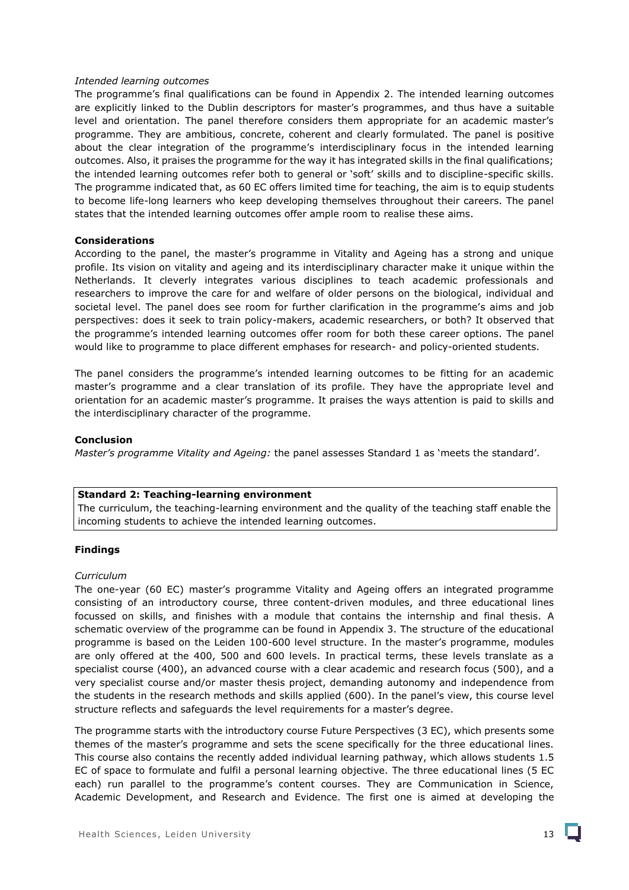*Intended learning outcomes*

The programme's final qualifications can be found in Appendix 2. The intended learning outcomes are explicitly linked to the Dublin descriptors for master's programmes, and thus have a suitable level and orientation. The panel therefore considers them appropriate for an academic master's programme. They are ambitious, concrete, coherent and clearly formulated. The panel is positive about the clear integration of the programme's interdisciplinary focus in the intended learning outcomes. Also, it praises the programme for the way it has integrated skills in the final qualifications; the intended learning outcomes refer both to general or 'soft' skills and to discipline-specific skills. The programme indicated that, as 60 EC offers limited time for teaching, the aim is to equip students to become life-long learners who keep developing themselves throughout their careers. The panel states that the intended learning outcomes offer ample room to realise these aims.

**Considerations**

According to the panel, the master's programme in Vitality and Ageing has a strong and unique profile. Its vision on vitality and ageing and its interdisciplinary character make it unique within the Netherlands. It cleverly integrates various disciplines to teach academic professionals and researchers to improve the care for and welfare of older persons on the biological, individual and societal level. The panel does see room for further clarification in the programme's aims and job perspectives: does it seek to train policy-makers, academic researchers, or both? It observed that the programme's intended learning outcomes offer room for both these career options. The panel would like to programme to place different emphases for research- and policy-oriented students.

The panel considers the programme's intended learning outcomes to be fitting for an academic master's programme and a clear translation of its profile. They have the appropriate level and orientation for an academic master's programme. It praises the ways attention is paid to skills and the interdisciplinary character of the programme.

**Conclusion**

*Master's programme Vitality and Ageing:* the panel assesses Standard 1 as 'meets the standard'.

**Standard 2: Teaching-learning environment**

The curriculum, the teaching-learning environment and the quality of the teaching staff enable the incoming students to achieve the intended learning outcomes.

**Findings**

*Curriculum*

The one-year (60 EC) master's programme Vitality and Ageing offers an integrated programme consisting of an introductory course, three content-driven modules, and three educational lines focussed on skills, and finishes with a module that contains the internship and final thesis. A schematic overview of the programme can be found in Appendix 3. The structure of the educational programme is based on the Leiden 100-600 level structure. In the master's programme, modules are only offered at the 400, 500 and 600 levels. In practical terms, these levels translate as a specialist course (400), an advanced course with a clear academic and research focus (500), and a very specialist course and/or master thesis project, demanding autonomy and independence from the students in the research methods and skills applied (600). In the panel's view, this course level structure reflects and safeguards the level requirements for a master's degree.

The programme starts with the introductory course Future Perspectives (3 EC), which presents some themes of the master's programme and sets the scene specifically for the three educational lines. This course also contains the recently added individual learning pathway, which allows students 1.5 EC of space to formulate and fulfil a personal learning objective. The three educational lines (5 EC each) run parallel to the programme's content courses. They are Communication in Science, Academic Development, and Research and Evidence. The first one is aimed at developing the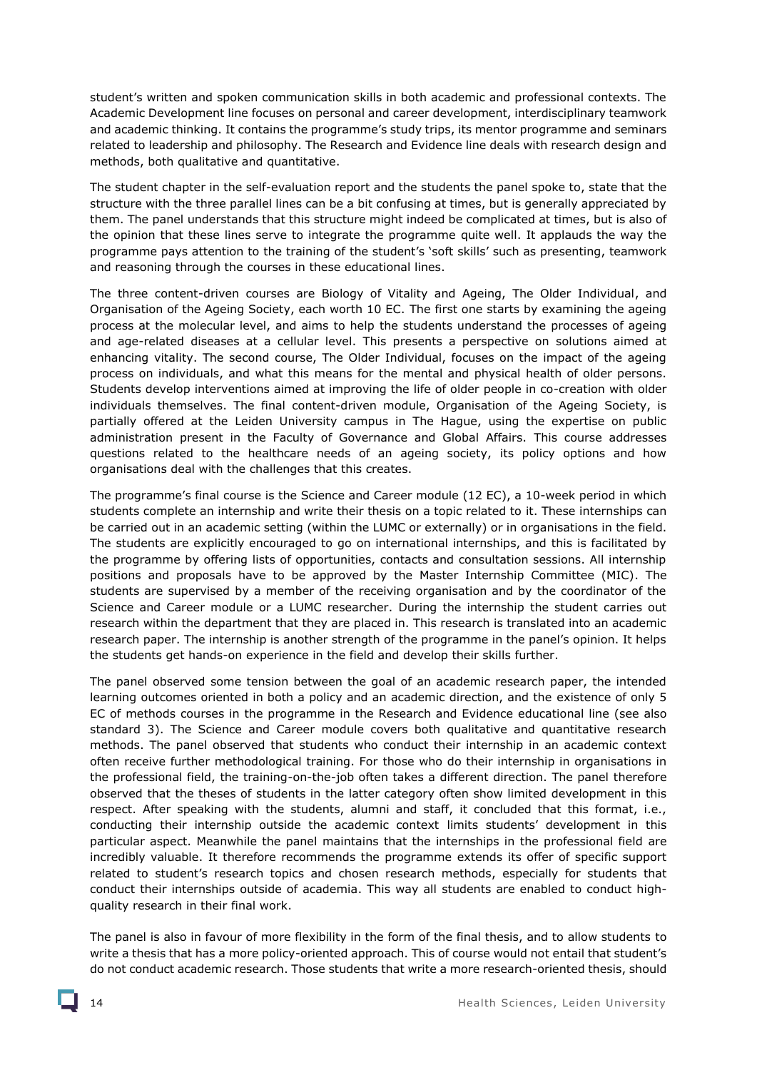student's written and spoken communication skills in both academic and professional contexts. The Academic Development line focuses on personal and career development, interdisciplinary teamwork and academic thinking. It contains the programme's study trips, its mentor programme and seminars related to leadership and philosophy. The Research and Evidence line deals with research design and methods, both qualitative and quantitative.

The student chapter in the self-evaluation report and the students the panel spoke to, state that the structure with the three parallel lines can be a bit confusing at times, but is generally appreciated by them. The panel understands that this structure might indeed be complicated at times, but is also of the opinion that these lines serve to integrate the programme quite well. It applauds the way the programme pays attention to the training of the student's 'soft skills' such as presenting, teamwork and reasoning through the courses in these educational lines.

The three content-driven courses are Biology of Vitality and Ageing, The Older Individual, and Organisation of the Ageing Society, each worth 10 EC. The first one starts by examining the ageing process at the molecular level, and aims to help the students understand the processes of ageing and age-related diseases at a cellular level. This presents a perspective on solutions aimed at enhancing vitality. The second course, The Older Individual, focuses on the impact of the ageing process on individuals, and what this means for the mental and physical health of older persons. Students develop interventions aimed at improving the life of older people in co-creation with older individuals themselves. The final content-driven module, Organisation of the Ageing Society, is partially offered at the Leiden University campus in The Hague, using the expertise on public administration present in the Faculty of Governance and Global Affairs. This course addresses questions related to the healthcare needs of an ageing society, its policy options and how organisations deal with the challenges that this creates.

The programme's final course is the Science and Career module (12 EC), a 10-week period in which students complete an internship and write their thesis on a topic related to it. These internships can be carried out in an academic setting (within the LUMC or externally) or in organisations in the field. The students are explicitly encouraged to go on international internships, and this is facilitated by the programme by offering lists of opportunities, contacts and consultation sessions. All internship positions and proposals have to be approved by the Master Internship Committee (MIC). The students are supervised by a member of the receiving organisation and by the coordinator of the Science and Career module or a LUMC researcher. During the internship the student carries out research within the department that they are placed in. This research is translated into an academic research paper. The internship is another strength of the programme in the panel's opinion. It helps the students get hands-on experience in the field and develop their skills further.

The panel observed some tension between the goal of an academic research paper, the intended learning outcomes oriented in both a policy and an academic direction, and the existence of only 5 EC of methods courses in the programme in the Research and Evidence educational line (see also standard 3). The Science and Career module covers both qualitative and quantitative research methods. The panel observed that students who conduct their internship in an academic context often receive further methodological training. For those who do their internship in organisations in the professional field, the training-on-the-job often takes a different direction. The panel therefore observed that the theses of students in the latter category often show limited development in this respect. After speaking with the students, alumni and staff, it concluded that this format, i.e., conducting their internship outside the academic context limits students' development in this particular aspect. Meanwhile the panel maintains that the internships in the professional field are incredibly valuable. It therefore recommends the programme extends its offer of specific support related to student's research topics and chosen research methods, especially for students that conduct their internships outside of academia. This way all students are enabled to conduct high-quality research in their final work.

The panel is also in favour of more flexibility in the form of the final thesis, and to allow students to write a thesis that has a more policy-oriented approach. This of course would not entail that student's do not conduct academic research. Those students that write a more research-oriented thesis, should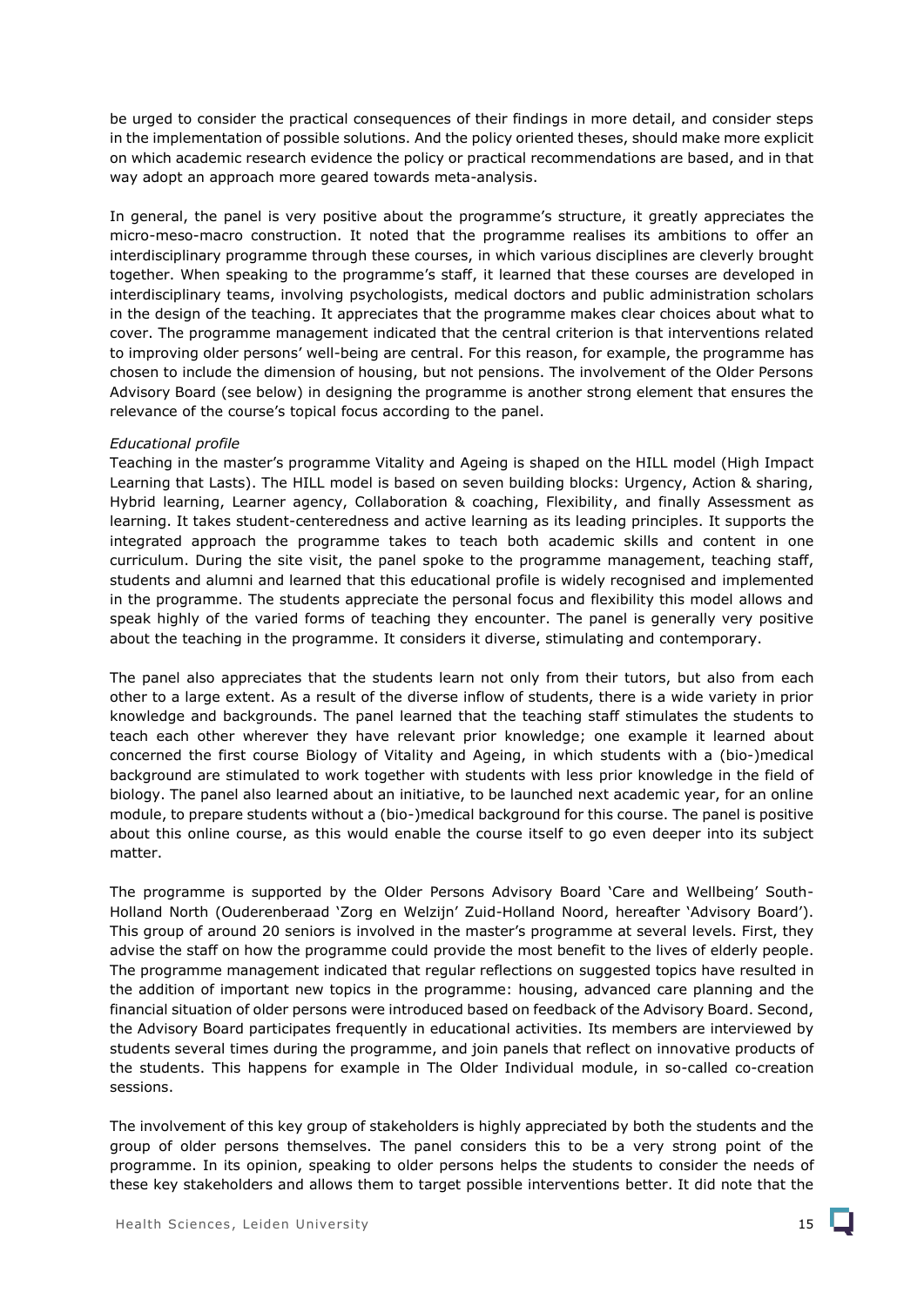be urged to consider the practical consequences of their findings in more detail, and consider steps in the implementation of possible solutions. And the policy oriented theses, should make more explicit on which academic research evidence the policy or practical recommendations are based, and in that way adopt an approach more geared towards meta-analysis.

In general, the panel is very positive about the programme's structure, it greatly appreciates the micro-meso-macro construction. It noted that the programme realises its ambitions to offer an interdisciplinary programme through these courses, in which various disciplines are cleverly brought together. When speaking to the programme's staff, it learned that these courses are developed in interdisciplinary teams, involving psychologists, medical doctors and public administration scholars in the design of the teaching. It appreciates that the programme makes clear choices about what to cover. The programme management indicated that the central criterion is that interventions related to improving older persons' well-being are central. For this reason, for example, the programme has chosen to include the dimension of housing, but not pensions. The involvement of the Older Persons Advisory Board (see below) in designing the programme is another strong element that ensures the relevance of the course's topical focus according to the panel.

*Educational profile*

Teaching in the master's programme Vitality and Ageing is shaped on the HILL model (High Impact Learning that Lasts). The HILL model is based on seven building blocks: Urgency, Action & sharing, Hybrid learning, Learner agency, Collaboration & coaching, Flexibility, and finally Assessment as learning. It takes student-centeredness and active learning as its leading principles. It supports the integrated approach the programme takes to teach both academic skills and content in one curriculum. During the site visit, the panel spoke to the programme management, teaching staff, students and alumni and learned that this educational profile is widely recognised and implemented in the programme. The students appreciate the personal focus and flexibility this model allows and speak highly of the varied forms of teaching they encounter. The panel is generally very positive about the teaching in the programme. It considers it diverse, stimulating and contemporary.

The panel also appreciates that the students learn not only from their tutors, but also from each other to a large extent. As a result of the diverse inflow of students, there is a wide variety in prior knowledge and backgrounds. The panel learned that the teaching staff stimulates the students to teach each other wherever they have relevant prior knowledge; one example it learned about concerned the first course Biology of Vitality and Ageing, in which students with a (bio-)medical background are stimulated to work together with students with less prior knowledge in the field of biology. The panel also learned about an initiative, to be launched next academic year, for an online module, to prepare students without a (bio-)medical background for this course. The panel is positive about this online course, as this would enable the course itself to go even deeper into its subject matter.

The programme is supported by the Older Persons Advisory Board 'Care and Wellbeing' South-Holland North (Ouderenberaad 'Zorg en Welzijn' Zuid-Holland Noord, hereafter 'Advisory Board'). This group of around 20 seniors is involved in the master's programme at several levels. First, they advise the staff on how the programme could provide the most benefit to the lives of elderly people. The programme management indicated that regular reflections on suggested topics have resulted in the addition of important new topics in the programme: housing, advanced care planning and the financial situation of older persons were introduced based on feedback of the Advisory Board. Second, the Advisory Board participates frequently in educational activities. Its members are interviewed by students several times during the programme, and join panels that reflect on innovative products of the students. This happens for example in The Older Individual module, in so-called co-creation sessions.

The involvement of this key group of stakeholders is highly appreciated by both the students and the group of older persons themselves. The panel considers this to be a very strong point of the programme. In its opinion, speaking to older persons helps the students to consider the needs of these key stakeholders and allows them to target possible interventions better. It did note that the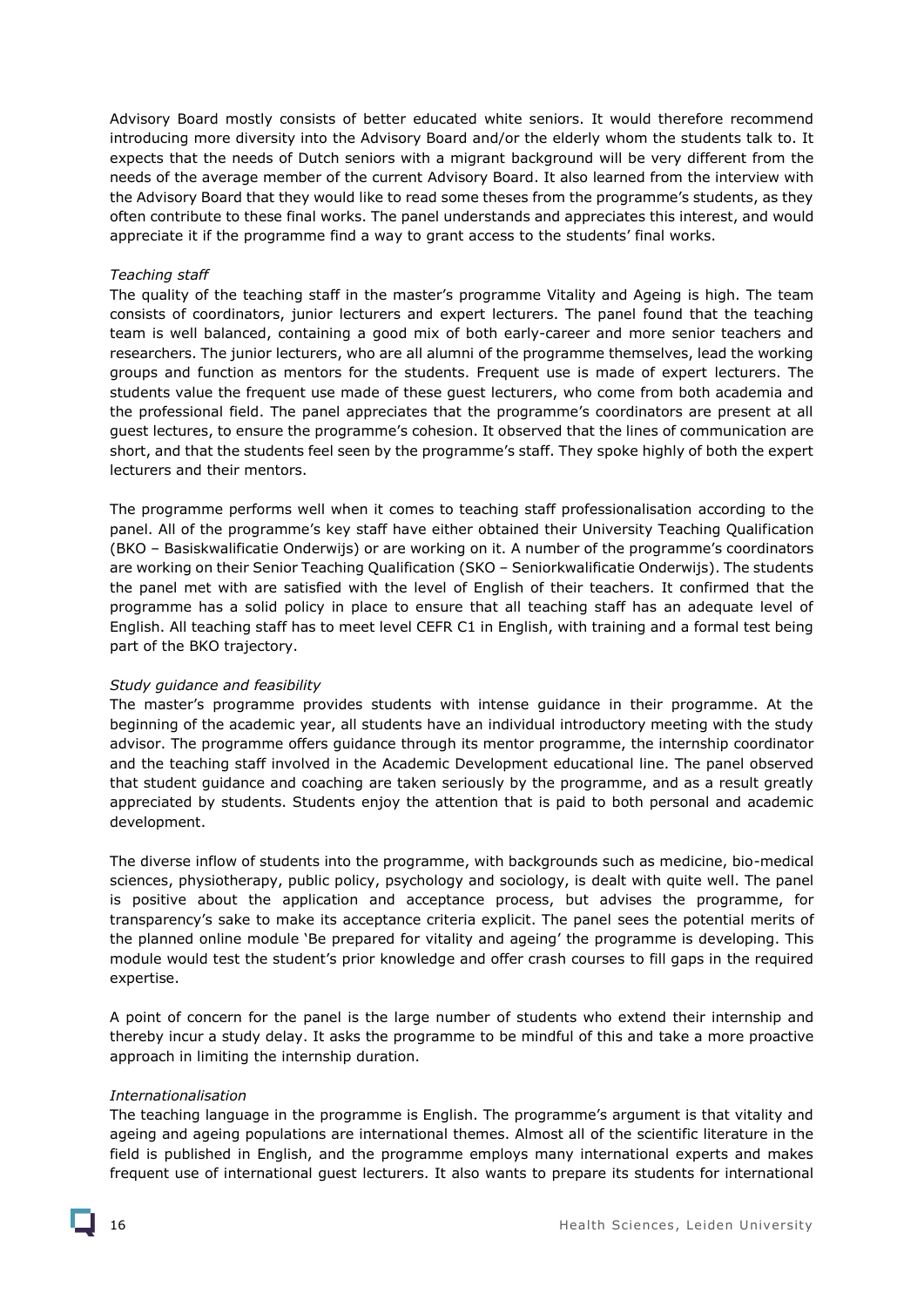Advisory Board mostly consists of better educated white seniors. It would therefore recommend introducing more diversity into the Advisory Board and/or the elderly whom the students talk to. It expects that the needs of Dutch seniors with a migrant background will be very different from the needs of the average member of the current Advisory Board. It also learned from the interview with the Advisory Board that they would like to read some theses from the programme's students, as they often contribute to these final works. The panel understands and appreciates this interest, and would appreciate it if the programme find a way to grant access to the students' final works.

*Teaching staff*

The quality of the teaching staff in the master's programme Vitality and Ageing is high. The team consists of coordinators, junior lecturers and expert lecturers. The panel found that the teaching team is well balanced, containing a good mix of both early-career and more senior teachers and researchers. The junior lecturers, who are all alumni of the programme themselves, lead the working groups and function as mentors for the students. Frequent use is made of expert lecturers. The students value the frequent use made of these guest lecturers, who come from both academia and the professional field. The panel appreciates that the programme's coordinators are present at all guest lectures, to ensure the programme's cohesion. It observed that the lines of communication are short, and that the students feel seen by the programme's staff. They spoke highly of both the expert lecturers and their mentors.

The programme performs well when it comes to teaching staff professionalisation according to the panel. All of the programme's key staff have either obtained their University Teaching Qualification (BKO – Basiskwalificatie Onderwijs) or are working on it. A number of the programme's coordinators are working on their Senior Teaching Qualification (SKO – Seniorkwalificatie Onderwijs). The students the panel met with are satisfied with the level of English of their teachers. It confirmed that the programme has a solid policy in place to ensure that all teaching staff has an adequate level of English. All teaching staff has to meet level CEFR C1 in English, with training and a formal test being part of the BKO trajectory.

*Study guidance and feasibility*

The master's programme provides students with intense guidance in their programme. At the beginning of the academic year, all students have an individual introductory meeting with the study advisor. The programme offers guidance through its mentor programme, the internship coordinator and the teaching staff involved in the Academic Development educational line. The panel observed that student guidance and coaching are taken seriously by the programme, and as a result greatly appreciated by students. Students enjoy the attention that is paid to both personal and academic development.

The diverse inflow of students into the programme, with backgrounds such as medicine, bio-medical sciences, physiotherapy, public policy, psychology and sociology, is dealt with quite well. The panel is positive about the application and acceptance process, but advises the programme, for transparency's sake to make its acceptance criteria explicit. The panel sees the potential merits of the planned online module 'Be prepared for vitality and ageing' the programme is developing. This module would test the student's prior knowledge and offer crash courses to fill gaps in the required expertise.

A point of concern for the panel is the large number of students who extend their internship and thereby incur a study delay. It asks the programme to be mindful of this and take a more proactive approach in limiting the internship duration.

*Internationalisation*

The teaching language in the programme is English. The programme's argument is that vitality and ageing and ageing populations are international themes. Almost all of the scientific literature in the field is published in English, and the programme employs many international experts and makes frequent use of international guest lecturers. It also wants to prepare its students for international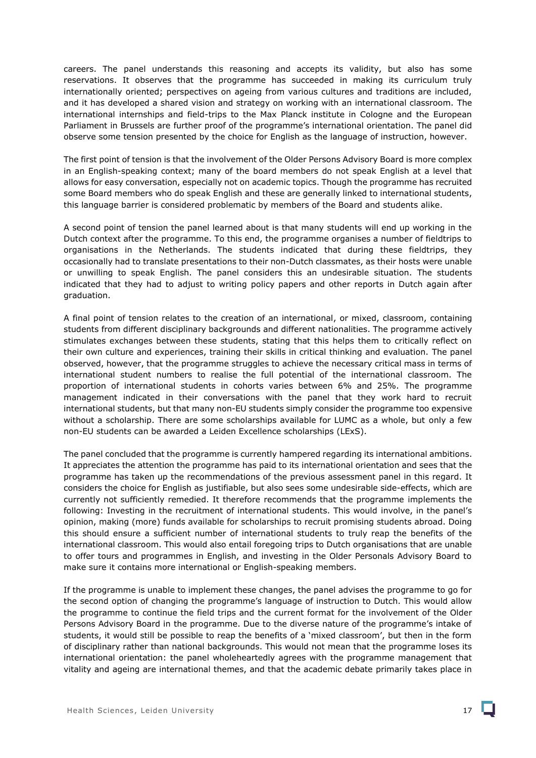careers. The panel understands this reasoning and accepts its validity, but also has some reservations. It observes that the programme has succeeded in making its curriculum truly internationally oriented; perspectives on ageing from various cultures and traditions are included, and it has developed a shared vision and strategy on working with an international classroom. The international internships and field-trips to the Max Planck institute in Cologne and the European Parliament in Brussels are further proof of the programme's international orientation. The panel did observe some tension presented by the choice for English as the language of instruction, however.

The first point of tension is that the involvement of the Older Persons Advisory Board is more complex in an English-speaking context; many of the board members do not speak English at a level that allows for easy conversation, especially not on academic topics. Though the programme has recruited some Board members who do speak English and these are generally linked to international students, this language barrier is considered problematic by members of the Board and students alike.

A second point of tension the panel learned about is that many students will end up working in the Dutch context after the programme. To this end, the programme organises a number of fieldtrips to organisations in the Netherlands. The students indicated that during these fieldtrips, they occasionally had to translate presentations to their non-Dutch classmates, as their hosts were unable or unwilling to speak English. The panel considers this an undesirable situation. The students indicated that they had to adjust to writing policy papers and other reports in Dutch again after graduation.

A final point of tension relates to the creation of an international, or mixed, classroom, containing students from different disciplinary backgrounds and different nationalities. The programme actively stimulates exchanges between these students, stating that this helps them to critically reflect on their own culture and experiences, training their skills in critical thinking and evaluation. The panel observed, however, that the programme struggles to achieve the necessary critical mass in terms of international student numbers to realise the full potential of the international classroom. The proportion of international students in cohorts varies between 6% and 25%. The programme management indicated in their conversations with the panel that they work hard to recruit international students, but that many non-EU students simply consider the programme too expensive without a scholarship. There are some scholarships available for LUMC as a whole, but only a few non-EU students can be awarded a Leiden Excellence scholarships (LExS).

The panel concluded that the programme is currently hampered regarding its international ambitions. It appreciates the attention the programme has paid to its international orientation and sees that the programme has taken up the recommendations of the previous assessment panel in this regard. It considers the choice for English as justifiable, but also sees some undesirable side-effects, which are currently not sufficiently remedied. It therefore recommends that the programme implements the following: Investing in the recruitment of international students. This would involve, in the panel's opinion, making (more) funds available for scholarships to recruit promising students abroad. Doing this should ensure a sufficient number of international students to truly reap the benefits of the international classroom. This would also entail foregoing trips to Dutch organisations that are unable to offer tours and programmes in English, and investing in the Older Personals Advisory Board to make sure it contains more international or English-speaking members.

If the programme is unable to implement these changes, the panel advises the programme to go for the second option of changing the programme's language of instruction to Dutch. This would allow the programme to continue the field trips and the current format for the involvement of the Older Persons Advisory Board in the programme. Due to the diverse nature of the programme's intake of students, it would still be possible to reap the benefits of a 'mixed classroom', but then in the form of disciplinary rather than national backgrounds. This would not mean that the programme loses its international orientation: the panel wholeheartedly agrees with the programme management that vitality and ageing are international themes, and that the academic debate primarily takes place in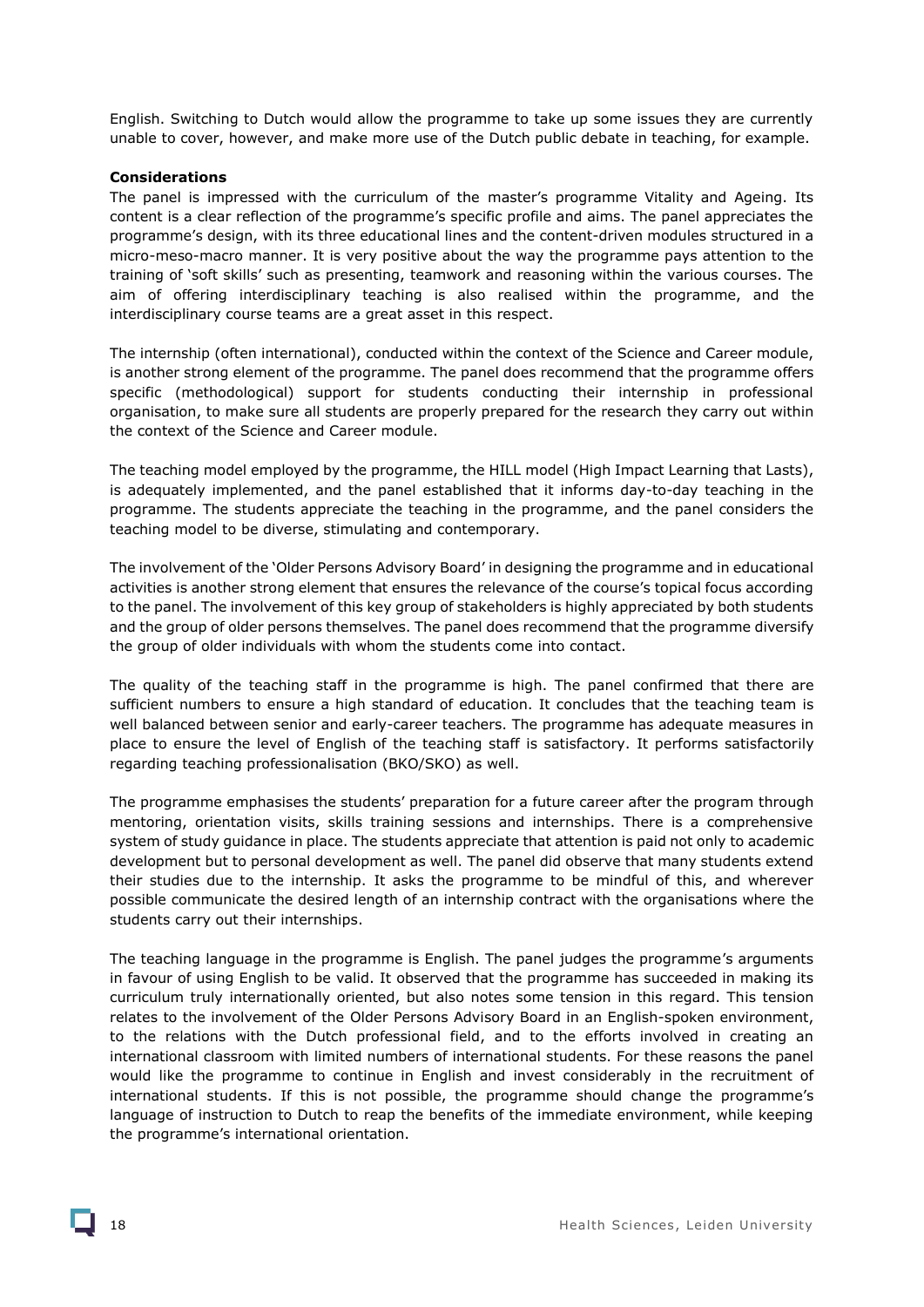English. Switching to Dutch would allow the programme to take up some issues they are currently unable to cover, however, and make more use of the Dutch public debate in teaching, for example.

**Considerations**

The panel is impressed with the curriculum of the master's programme Vitality and Ageing. Its content is a clear reflection of the programme's specific profile and aims. The panel appreciates the programme's design, with its three educational lines and the content-driven modules structured in a micro-meso-macro manner. It is very positive about the way the programme pays attention to the training of 'soft skills' such as presenting, teamwork and reasoning within the various courses. The aim of offering interdisciplinary teaching is also realised within the programme, and the interdisciplinary course teams are a great asset in this respect.

The internship (often international), conducted within the context of the Science and Career module, is another strong element of the programme. The panel does recommend that the programme offers specific (methodological) support for students conducting their internship in professional organisation, to make sure all students are properly prepared for the research they carry out within the context of the Science and Career module.

The teaching model employed by the programme, the HILL model (High Impact Learning that Lasts), is adequately implemented, and the panel established that it informs day-to-day teaching in the programme. The students appreciate the teaching in the programme, and the panel considers the teaching model to be diverse, stimulating and contemporary.

The involvement of the 'Older Persons Advisory Board' in designing the programme and in educational activities is another strong element that ensures the relevance of the course's topical focus according to the panel. The involvement of this key group of stakeholders is highly appreciated by both students and the group of older persons themselves. The panel does recommend that the programme diversify the group of older individuals with whom the students come into contact.

The quality of the teaching staff in the programme is high. The panel confirmed that there are sufficient numbers to ensure a high standard of education. It concludes that the teaching team is well balanced between senior and early-career teachers. The programme has adequate measures in place to ensure the level of English of the teaching staff is satisfactory. It performs satisfactorily regarding teaching professionalisation (BKO/SKO) as well.

The programme emphasises the students' preparation for a future career after the program through mentoring, orientation visits, skills training sessions and internships. There is a comprehensive system of study guidance in place. The students appreciate that attention is paid not only to academic development but to personal development as well. The panel did observe that many students extend their studies due to the internship. It asks the programme to be mindful of this, and wherever possible communicate the desired length of an internship contract with the organisations where the students carry out their internships.

The teaching language in the programme is English. The panel judges the programme's arguments in favour of using English to be valid. It observed that the programme has succeeded in making its curriculum truly internationally oriented, but also notes some tension in this regard. This tension relates to the involvement of the Older Persons Advisory Board in an English-spoken environment, to the relations with the Dutch professional field, and to the efforts involved in creating an international classroom with limited numbers of international students. For these reasons the panel would like the programme to continue in English and invest considerably in the recruitment of international students. If this is not possible, the programme should change the programme's language of instruction to Dutch to reap the benefits of the immediate environment, while keeping the programme's international orientation.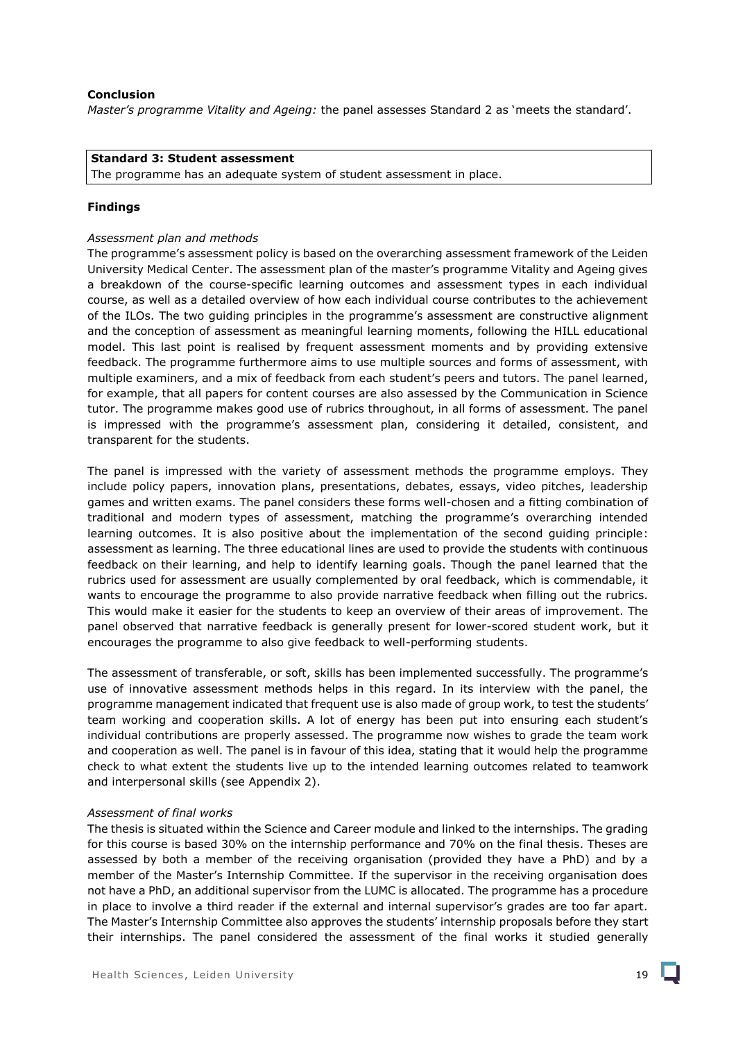**Conclusion**

*Master's programme Vitality and Ageing:* the panel assesses Standard 2 as 'meets the standard'.

| **Standard 3: Student assessment** |
| --- |
| The programme has an adequate system of student assessment in place. |

**Findings**

*Assessment plan and methods*

The programme's assessment policy is based on the overarching assessment framework of the Leiden University Medical Center. The assessment plan of the master's programme Vitality and Ageing gives a breakdown of the course-specific learning outcomes and assessment types in each individual course, as well as a detailed overview of how each individual course contributes to the achievement of the ILOs. The two guiding principles in the programme's assessment are constructive alignment and the conception of assessment as meaningful learning moments, following the HILL educational model. This last point is realised by frequent assessment moments and by providing extensive feedback. The programme furthermore aims to use multiple sources and forms of assessment, with multiple examiners, and a mix of feedback from each student's peers and tutors. The panel learned, for example, that all papers for content courses are also assessed by the Communication in Science tutor. The programme makes good use of rubrics throughout, in all forms of assessment. The panel is impressed with the programme's assessment plan, considering it detailed, consistent, and transparent for the students.

The panel is impressed with the variety of assessment methods the programme employs. They include policy papers, innovation plans, presentations, debates, essays, video pitches, leadership games and written exams. The panel considers these forms well-chosen and a fitting combination of traditional and modern types of assessment, matching the programme's overarching intended learning outcomes. It is also positive about the implementation of the second guiding principle: assessment as learning. The three educational lines are used to provide the students with continuous feedback on their learning, and help to identify learning goals. Though the panel learned that the rubrics used for assessment are usually complemented by oral feedback, which is commendable, it wants to encourage the programme to also provide narrative feedback when filling out the rubrics. This would make it easier for the students to keep an overview of their areas of improvement. The panel observed that narrative feedback is generally present for lower-scored student work, but it encourages the programme to also give feedback to well-performing students.

The assessment of transferable, or soft, skills has been implemented successfully. The programme's use of innovative assessment methods helps in this regard. In its interview with the panel, the programme management indicated that frequent use is also made of group work, to test the students' team working and cooperation skills. A lot of energy has been put into ensuring each student's individual contributions are properly assessed. The programme now wishes to grade the team work and cooperation as well. The panel is in favour of this idea, stating that it would help the programme check to what extent the students live up to the intended learning outcomes related to teamwork and interpersonal skills (see Appendix 2).

*Assessment of final works*

The thesis is situated within the Science and Career module and linked to the internships. The grading for this course is based 30% on the internship performance and 70% on the final thesis. Theses are assessed by both a member of the receiving organisation (provided they have a PhD) and by a member of the Master's Internship Committee. If the supervisor in the receiving organisation does not have a PhD, an additional supervisor from the LUMC is allocated. The programme has a procedure in place to involve a third reader if the external and internal supervisor's grades are too far apart. The Master's Internship Committee also approves the students' internship proposals before they start their internships. The panel considered the assessment of the final works it studied generally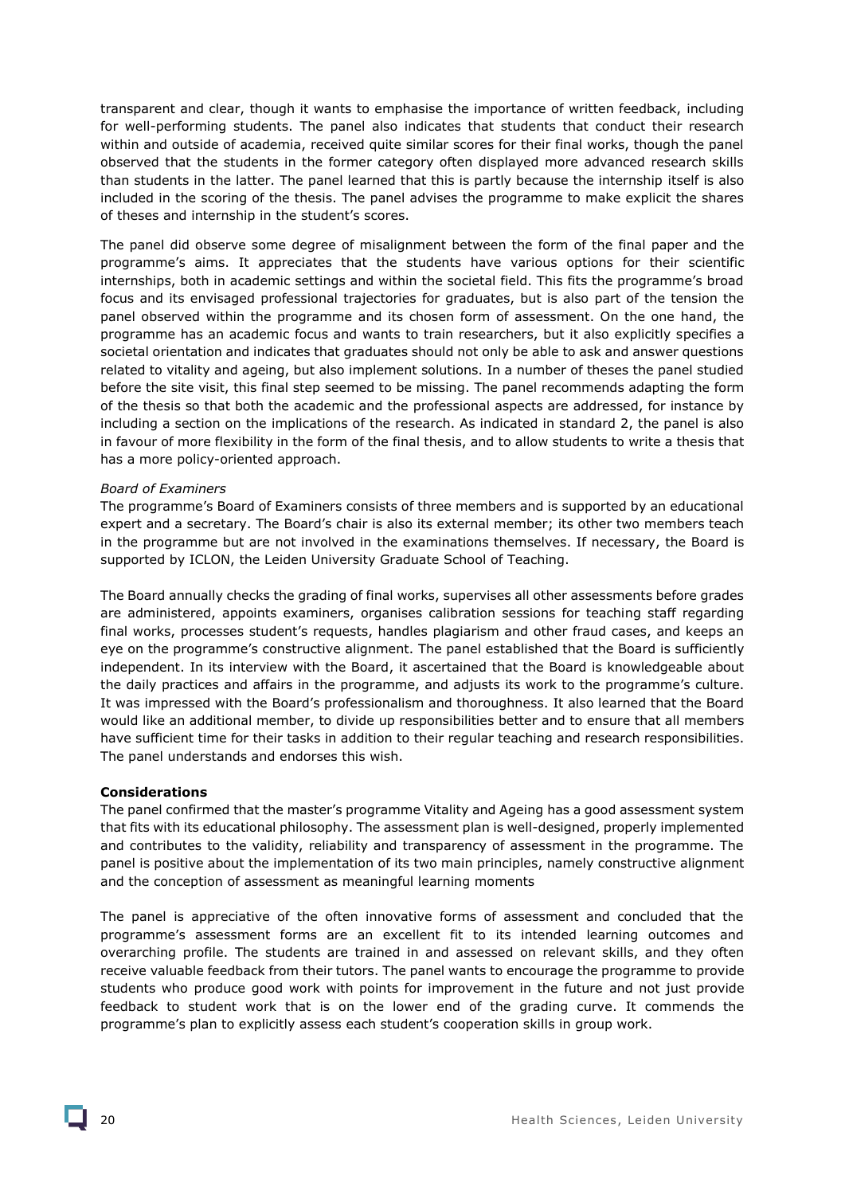transparent and clear, though it wants to emphasise the importance of written feedback, including for well-performing students. The panel also indicates that students that conduct their research within and outside of academia, received quite similar scores for their final works, though the panel observed that the students in the former category often displayed more advanced research skills than students in the latter. The panel learned that this is partly because the internship itself is also included in the scoring of the thesis. The panel advises the programme to make explicit the shares of theses and internship in the student's scores.

The panel did observe some degree of misalignment between the form of the final paper and the programme's aims. It appreciates that the students have various options for their scientific internships, both in academic settings and within the societal field. This fits the programme's broad focus and its envisaged professional trajectories for graduates, but is also part of the tension the panel observed within the programme and its chosen form of assessment. On the one hand, the programme has an academic focus and wants to train researchers, but it also explicitly specifies a societal orientation and indicates that graduates should not only be able to ask and answer questions related to vitality and ageing, but also implement solutions. In a number of theses the panel studied before the site visit, this final step seemed to be missing. The panel recommends adapting the form of the thesis so that both the academic and the professional aspects are addressed, for instance by including a section on the implications of the research. As indicated in standard 2, the panel is also in favour of more flexibility in the form of the final thesis, and to allow students to write a thesis that has a more policy-oriented approach.

*Board of Examiners*

The programme's Board of Examiners consists of three members and is supported by an educational expert and a secretary. The Board's chair is also its external member; its other two members teach in the programme but are not involved in the examinations themselves. If necessary, the Board is supported by ICLON, the Leiden University Graduate School of Teaching.

The Board annually checks the grading of final works, supervises all other assessments before grades are administered, appoints examiners, organises calibration sessions for teaching staff regarding final works, processes student's requests, handles plagiarism and other fraud cases, and keeps an eye on the programme's constructive alignment. The panel established that the Board is sufficiently independent. In its interview with the Board, it ascertained that the Board is knowledgeable about the daily practices and affairs in the programme, and adjusts its work to the programme's culture. It was impressed with the Board's professionalism and thoroughness. It also learned that the Board would like an additional member, to divide up responsibilities better and to ensure that all members have sufficient time for their tasks in addition to their regular teaching and research responsibilities. The panel understands and endorses this wish.

**Considerations**

The panel confirmed that the master's programme Vitality and Ageing has a good assessment system that fits with its educational philosophy. The assessment plan is well-designed, properly implemented and contributes to the validity, reliability and transparency of assessment in the programme. The panel is positive about the implementation of its two main principles, namely constructive alignment and the conception of assessment as meaningful learning moments

The panel is appreciative of the often innovative forms of assessment and concluded that the programme's assessment forms are an excellent fit to its intended learning outcomes and overarching profile. The students are trained in and assessed on relevant skills, and they often receive valuable feedback from their tutors. The panel wants to encourage the programme to provide students who produce good work with points for improvement in the future and not just provide feedback to student work that is on the lower end of the grading curve. It commends the programme's plan to explicitly assess each student's cooperation skills in group work.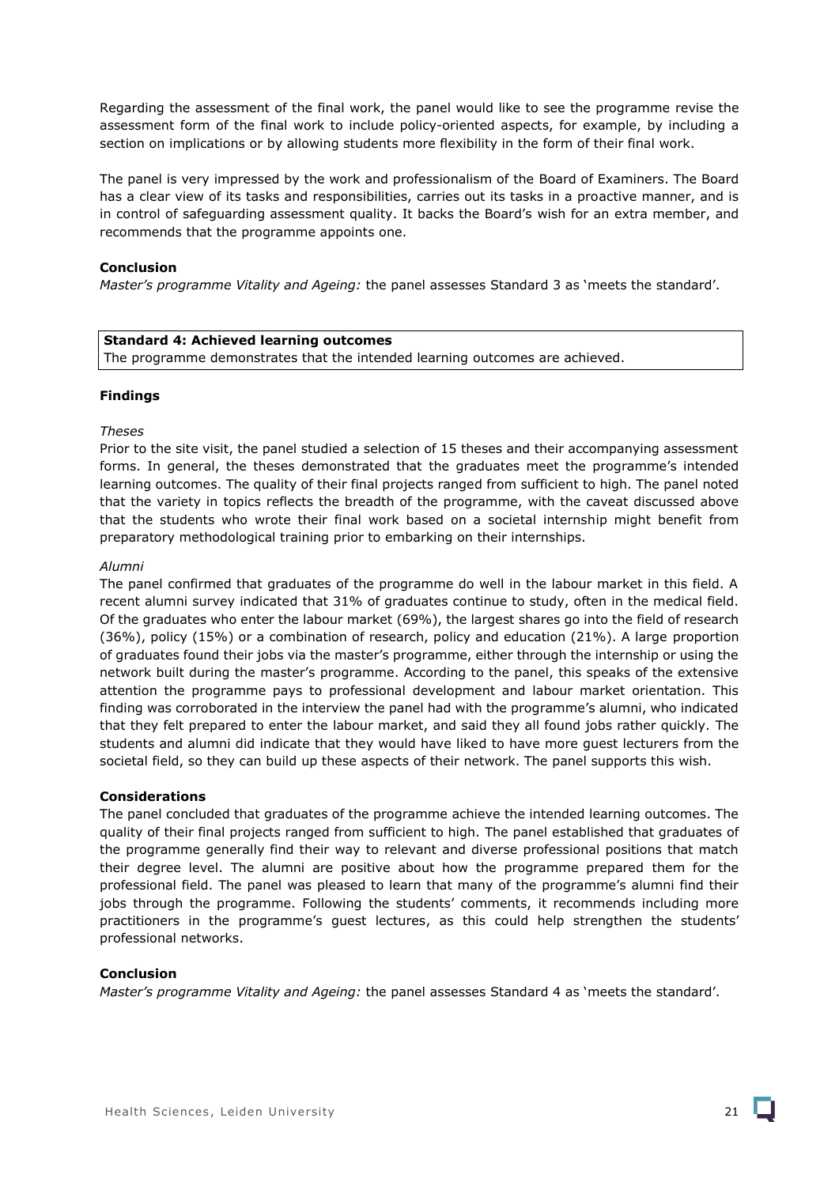Regarding the assessment of the final work, the panel would like to see the programme revise the assessment form of the final work to include policy-oriented aspects, for example, by including a section on implications or by allowing students more flexibility in the form of their final work.

The panel is very impressed by the work and professionalism of the Board of Examiners. The Board has a clear view of its tasks and responsibilities, carries out its tasks in a proactive manner, and is in control of safeguarding assessment quality. It backs the Board's wish for an extra member, and recommends that the programme appoints one.

**Conclusion**

*Master's programme Vitality and Ageing:* the panel assesses Standard 3 as 'meets the standard'.

| **Standard 4: Achieved learning outcomes** |
|---|
| The programme demonstrates that the intended learning outcomes are achieved. |

**Findings**

*Theses*

Prior to the site visit, the panel studied a selection of 15 theses and their accompanying assessment forms. In general, the theses demonstrated that the graduates meet the programme's intended learning outcomes. The quality of their final projects ranged from sufficient to high. The panel noted that the variety in topics reflects the breadth of the programme, with the caveat discussed above that the students who wrote their final work based on a societal internship might benefit from preparatory methodological training prior to embarking on their internships.

*Alumni*

The panel confirmed that graduates of the programme do well in the labour market in this field. A recent alumni survey indicated that 31% of graduates continue to study, often in the medical field. Of the graduates who enter the labour market (69%), the largest shares go into the field of research (36%), policy (15%) or a combination of research, policy and education (21%). A large proportion of graduates found their jobs via the master's programme, either through the internship or using the network built during the master's programme. According to the panel, this speaks of the extensive attention the programme pays to professional development and labour market orientation. This finding was corroborated in the interview the panel had with the programme's alumni, who indicated that they felt prepared to enter the labour market, and said they all found jobs rather quickly. The students and alumni did indicate that they would have liked to have more guest lecturers from the societal field, so they can build up these aspects of their network. The panel supports this wish.

**Considerations**

The panel concluded that graduates of the programme achieve the intended learning outcomes. The quality of their final projects ranged from sufficient to high. The panel established that graduates of the programme generally find their way to relevant and diverse professional positions that match their degree level. The alumni are positive about how the programme prepared them for the professional field. The panel was pleased to learn that many of the programme's alumni find their jobs through the programme. Following the students' comments, it recommends including more practitioners in the programme's guest lectures, as this could help strengthen the students' professional networks.

**Conclusion**

*Master's programme Vitality and Ageing:* the panel assesses Standard 4 as 'meets the standard'.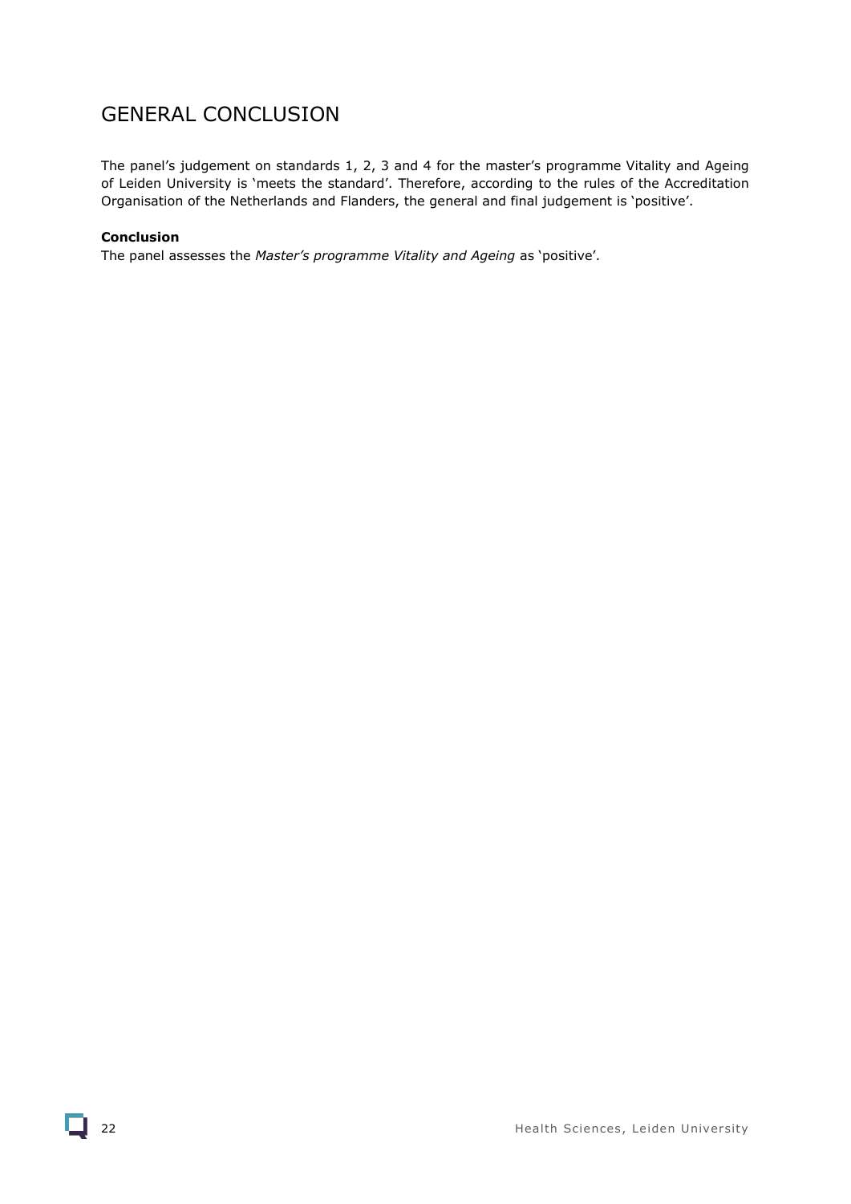# GENERAL CONCLUSION

The panel's judgement on standards 1, 2, 3 and 4 for the master's programme Vitality and Ageing of Leiden University is 'meets the standard'. Therefore, according to the rules of the Accreditation Organisation of the Netherlands and Flanders, the general and final judgement is 'positive'.

**Conclusion**

The panel assesses the *Master's programme Vitality and Ageing* as 'positive'.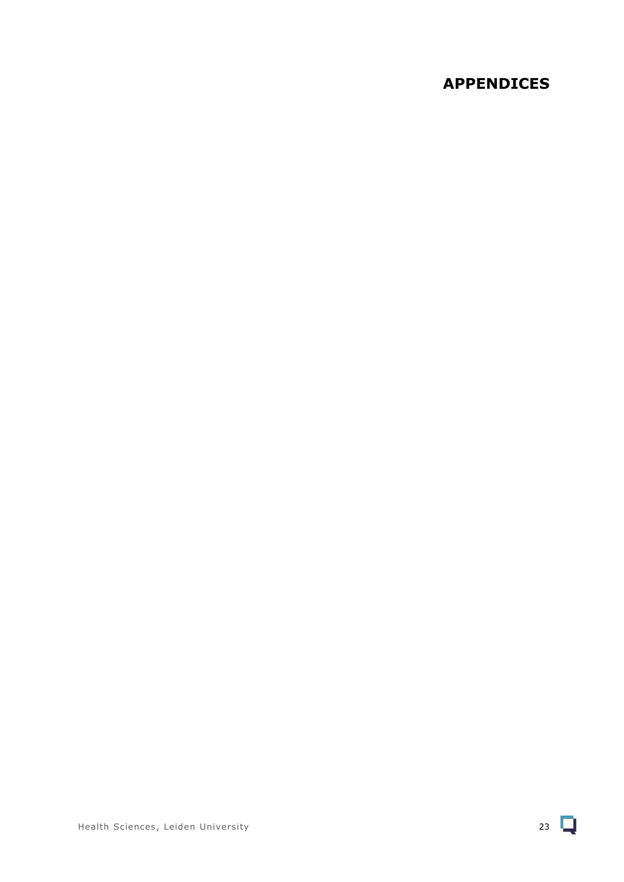# APPENDICES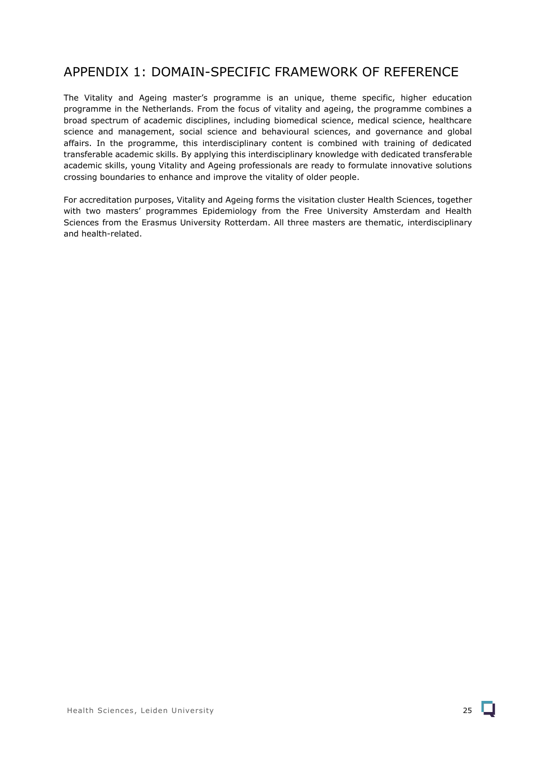# APPENDIX 1: DOMAIN-SPECIFIC FRAMEWORK OF REFERENCE

The Vitality and Ageing master's programme is an unique, theme specific, higher education programme in the Netherlands. From the focus of vitality and ageing, the programme combines a broad spectrum of academic disciplines, including biomedical science, medical science, healthcare science and management, social science and behavioural sciences, and governance and global affairs. In the programme, this interdisciplinary content is combined with training of dedicated transferable academic skills. By applying this interdisciplinary knowledge with dedicated transferable academic skills, young Vitality and Ageing professionals are ready to formulate innovative solutions crossing boundaries to enhance and improve the vitality of older people.

For accreditation purposes, Vitality and Ageing forms the visitation cluster Health Sciences, together with two masters' programmes Epidemiology from the Free University Amsterdam and Health Sciences from the Erasmus University Rotterdam. All three masters are thematic, interdisciplinary and health-related.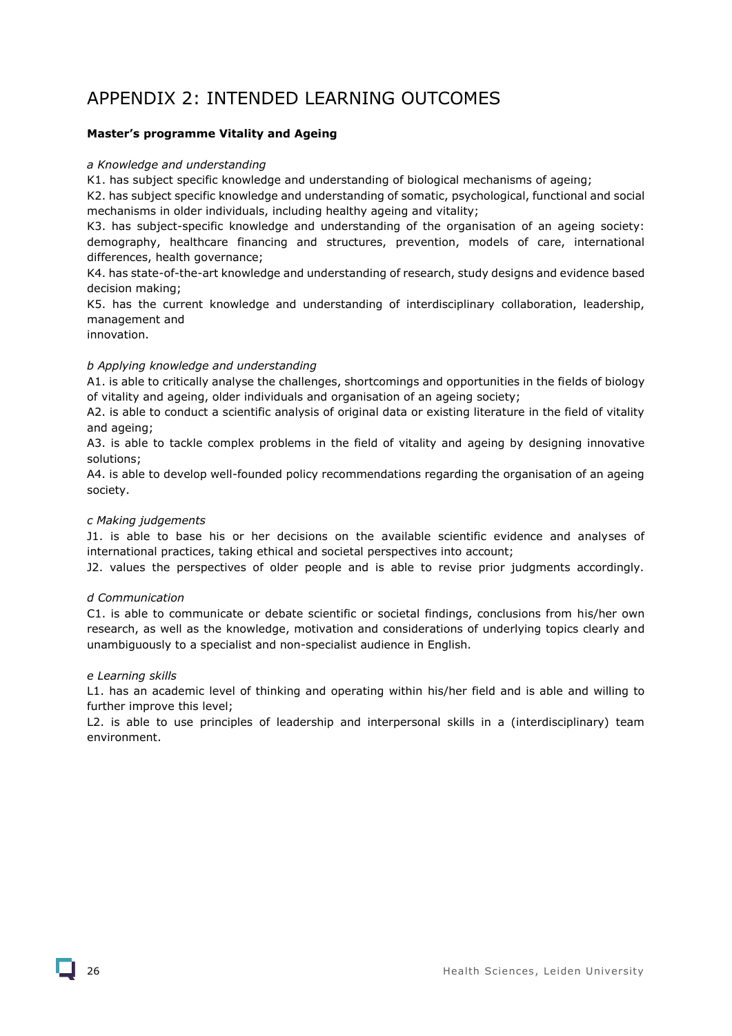# APPENDIX 2: INTENDED LEARNING OUTCOMES

**Master's programme Vitality and Ageing**

*a Knowledge and understanding*

K1. has subject specific knowledge and understanding of biological mechanisms of ageing;

K2. has subject specific knowledge and understanding of somatic, psychological, functional and social mechanisms in older individuals, including healthy ageing and vitality;

K3. has subject-specific knowledge and understanding of the organisation of an ageing society: demography, healthcare financing and structures, prevention, models of care, international differences, health governance;

K4. has state-of-the-art knowledge and understanding of research, study designs and evidence based decision making;

K5. has the current knowledge and understanding of interdisciplinary collaboration, leadership, management and
innovation.

*b Applying knowledge and understanding*

A1. is able to critically analyse the challenges, shortcomings and opportunities in the fields of biology of vitality and ageing, older individuals and organisation of an ageing society;

A2. is able to conduct a scientific analysis of original data or existing literature in the field of vitality and ageing;

A3. is able to tackle complex problems in the field of vitality and ageing by designing innovative solutions;

A4. is able to develop well-founded policy recommendations regarding the organisation of an ageing society.

*c Making judgements*

J1. is able to base his or her decisions on the available scientific evidence and analyses of international practices, taking ethical and societal perspectives into account;

J2. values the perspectives of older people and is able to revise prior judgments accordingly.

*d Communication*

C1. is able to communicate or debate scientific or societal findings, conclusions from his/her own research, as well as the knowledge, motivation and considerations of underlying topics clearly and unambiguously to a specialist and non-specialist audience in English.

*e Learning skills*

L1. has an academic level of thinking and operating within his/her field and is able and willing to further improve this level;

L2. is able to use principles of leadership and interpersonal skills in a (interdisciplinary) team environment.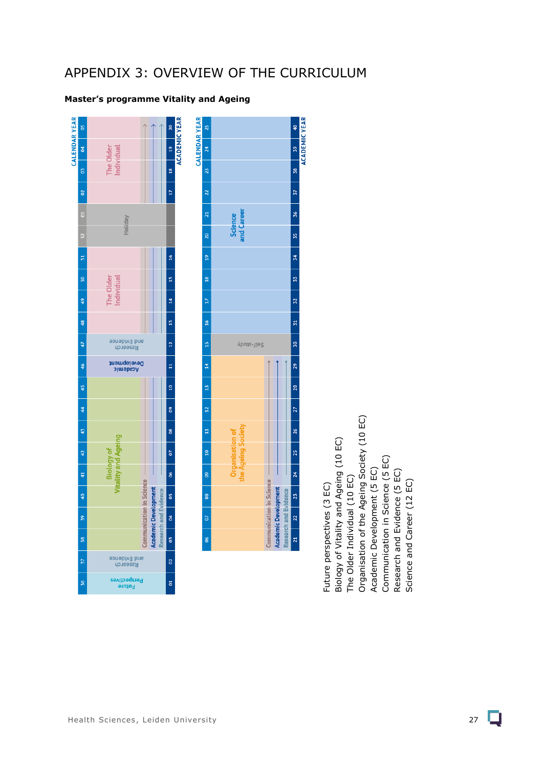# APPENDIX 3: OVERVIEW OF THE CURRICULUM

**Master's programme Vitality and Ageing**

| Calendar year week | Academic year week | Course |
|---|---|---|
| 36 | 01 | Future Perspectives |
| 37 | 02 | Research and Evidence |
| 38–45 | 03–10 | Biology of Vitality and Ageing; Communication in Science; Academic Development; Research and Evidence |
| 46 | 11 | Academic Development |
| 47 | 12 | Research and Evidence |
| 48–51 | 13–16 | The Older Individual; Communication in Science; Academic Development; Research and Evidence |
| 52–01 | | Holiday |
| 02–05 | 17–20 | The Older Individual; Communication in Science; Academic Development; Research and Evidence |
| 06–14 | 21–29 | Organisation of the Ageing Society; Communication in Science; Academic Development; Research and Evidence |
| 15 | 30 | Self-study |
| 16–25 | 31–40 | Science and Career |

Future perspectives (3 EC)
Biology of Vitality and Ageing (10 EC)
The Older Individual (10 EC)
Organisation of the Ageing Society (10 EC)
Academic Development (5 EC)
Communication in Science (5 EC)
Research and Evidence (5 EC)
Science and Career (12 EC)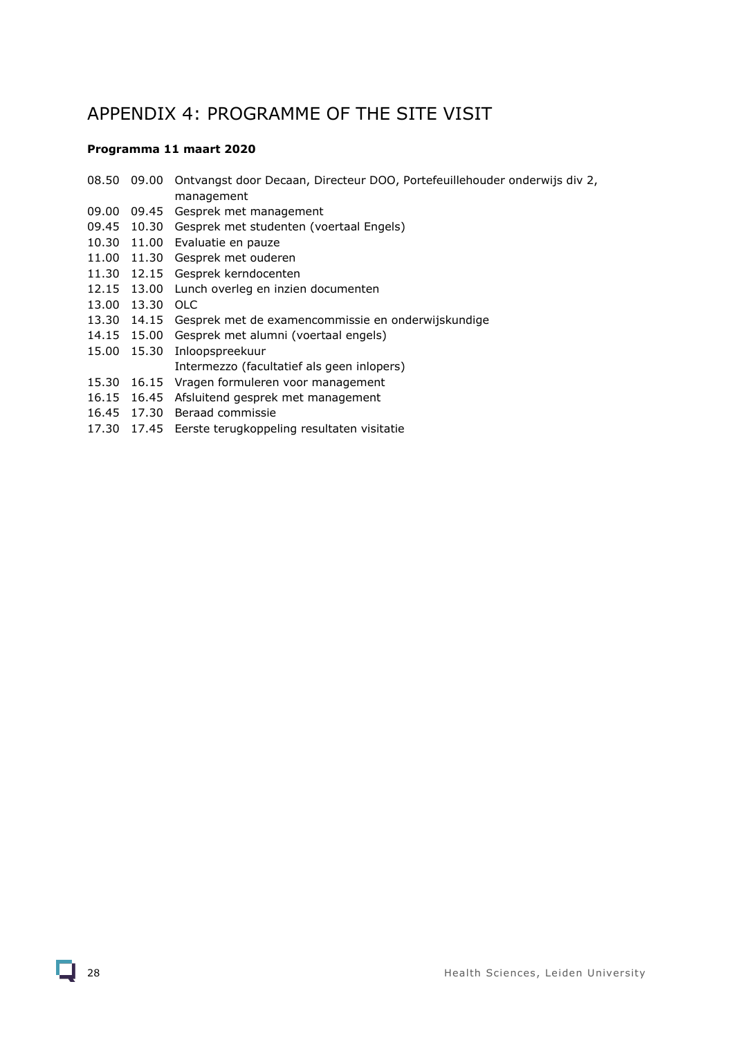# APPENDIX 4: PROGRAMME OF THE SITE VISIT

**Programma 11 maart 2020**

| | | |
|---|---|---|
| 08.50 | 09.00 | Ontvangst door Decaan, Directeur DOO, Portefeuillehouder onderwijs div 2, management |
| 09.00 | 09.45 | Gesprek met management |
| 09.45 | 10.30 | Gesprek met studenten (voertaal Engels) |
| 10.30 | 11.00 | Evaluatie en pauze |
| 11.00 | 11.30 | Gesprek met ouderen |
| 11.30 | 12.15 | Gesprek kerndocenten |
| 12.15 | 13.00 | Lunch overleg en inzien documenten |
| 13.00 | 13.30 | OLC |
| 13.30 | 14.15 | Gesprek met de examencommissie en onderwijskundige |
| 14.15 | 15.00 | Gesprek met alumni (voertaal engels) |
| 15.00 | 15.30 | Inloopspreekuur<br>Intermezzo (facultatief als geen inlopers) |
| 15.30 | 16.15 | Vragen formuleren voor management |
| 16.15 | 16.45 | Afsluitend gesprek met management |
| 16.45 | 17.30 | Beraad commissie |
| 17.30 | 17.45 | Eerste terugkoppeling resultaten visitatie |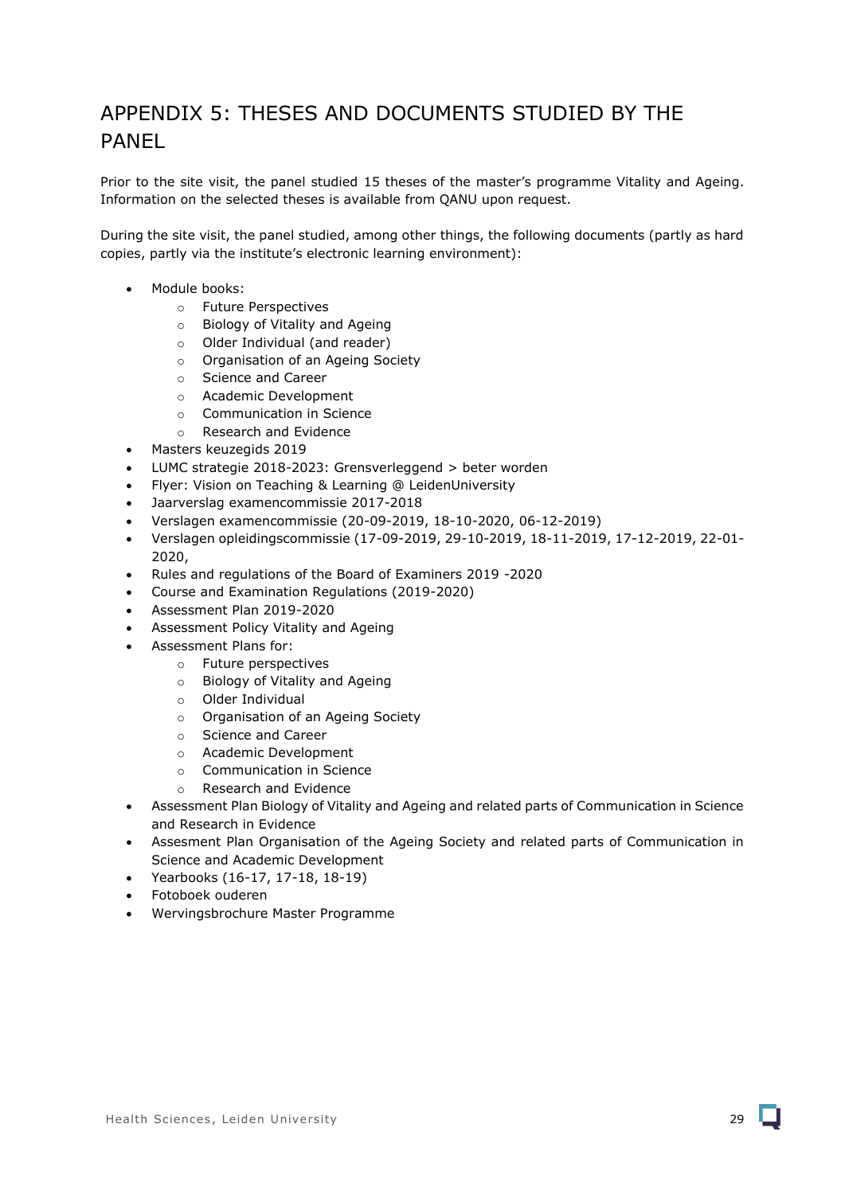# APPENDIX 5: THESES AND DOCUMENTS STUDIED BY THE PANEL

Prior to the site visit, the panel studied 15 theses of the master's programme Vitality and Ageing. Information on the selected theses is available from QANU upon request.

During the site visit, the panel studied, among other things, the following documents (partly as hard copies, partly via the institute's electronic learning environment):

- Module books:
  - Future Perspectives
  - Biology of Vitality and Ageing
  - Older Individual (and reader)
  - Organisation of an Ageing Society
  - Science and Career
  - Academic Development
  - Communication in Science
  - Research and Evidence
- Masters keuzegids 2019
- LUMC strategie 2018-2023: Grensverleggend > beter worden
- Flyer: Vision on Teaching & Learning @ LeidenUniversity
- Jaarverslag examencommissie 2017-2018
- Verslagen examencommissie (20-09-2019, 18-10-2020, 06-12-2019)
- Verslagen opleidingscommissie (17-09-2019, 29-10-2019, 18-11-2019, 17-12-2019, 22-01-2020,
- Rules and regulations of the Board of Examiners 2019 -2020
- Course and Examination Regulations (2019-2020)
- Assessment Plan 2019-2020
- Assessment Policy Vitality and Ageing
- Assessment Plans for:
  - Future perspectives
  - Biology of Vitality and Ageing
  - Older Individual
  - Organisation of an Ageing Society
  - Science and Career
  - Academic Development
  - Communication in Science
  - Research and Evidence
- Assessment Plan Biology of Vitality and Ageing and related parts of Communication in Science and Research in Evidence
- Assesment Plan Organisation of the Ageing Society and related parts of Communication in Science and Academic Development
- Yearbooks (16-17, 17-18, 18-19)
- Fotoboek ouderen
- Wervingsbrochure Master Programme